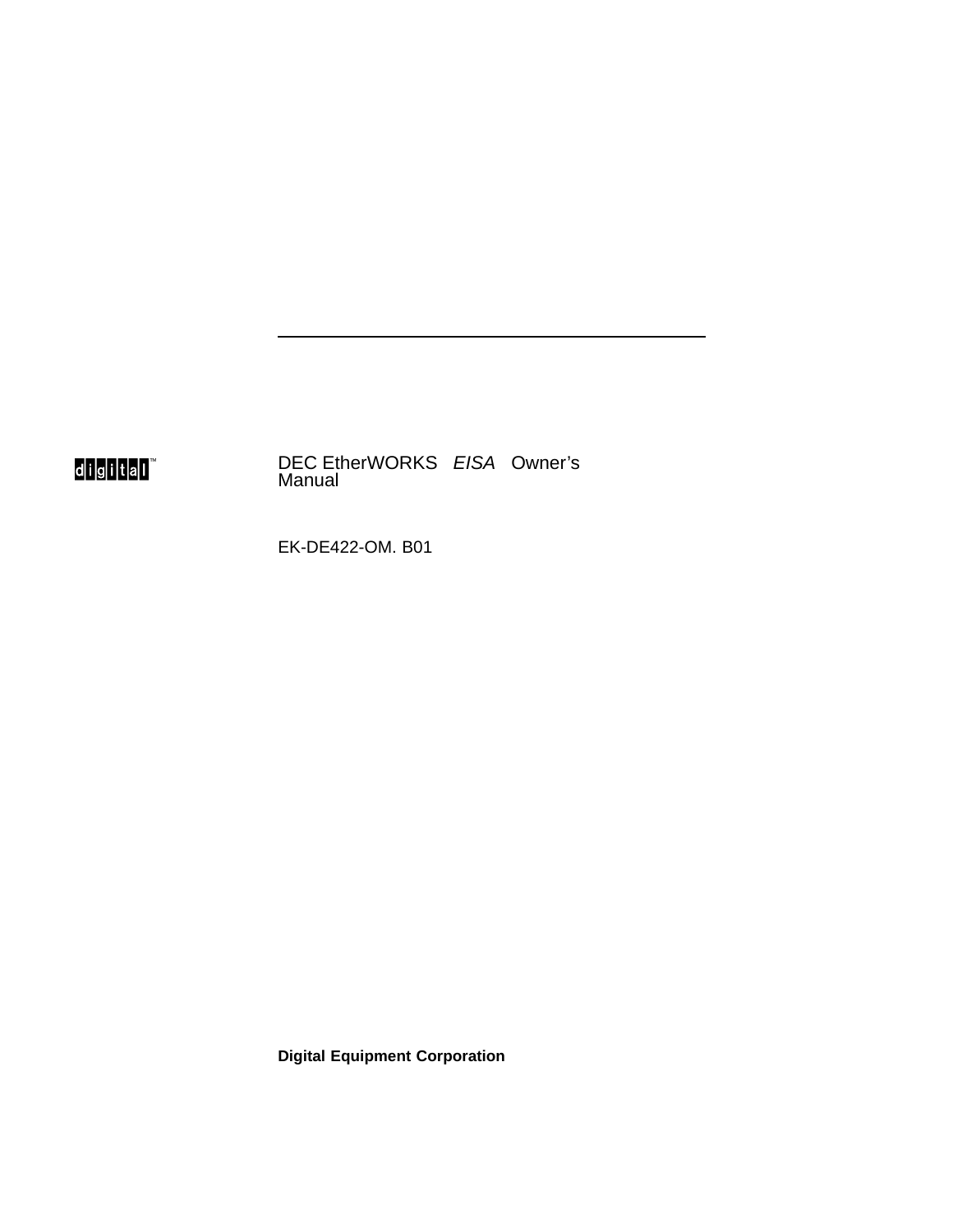digital™

# DEC EtherWORKS *EISA* Owner's Manual

EK-DE422-OM. B01

**Digital Equipment Corporation**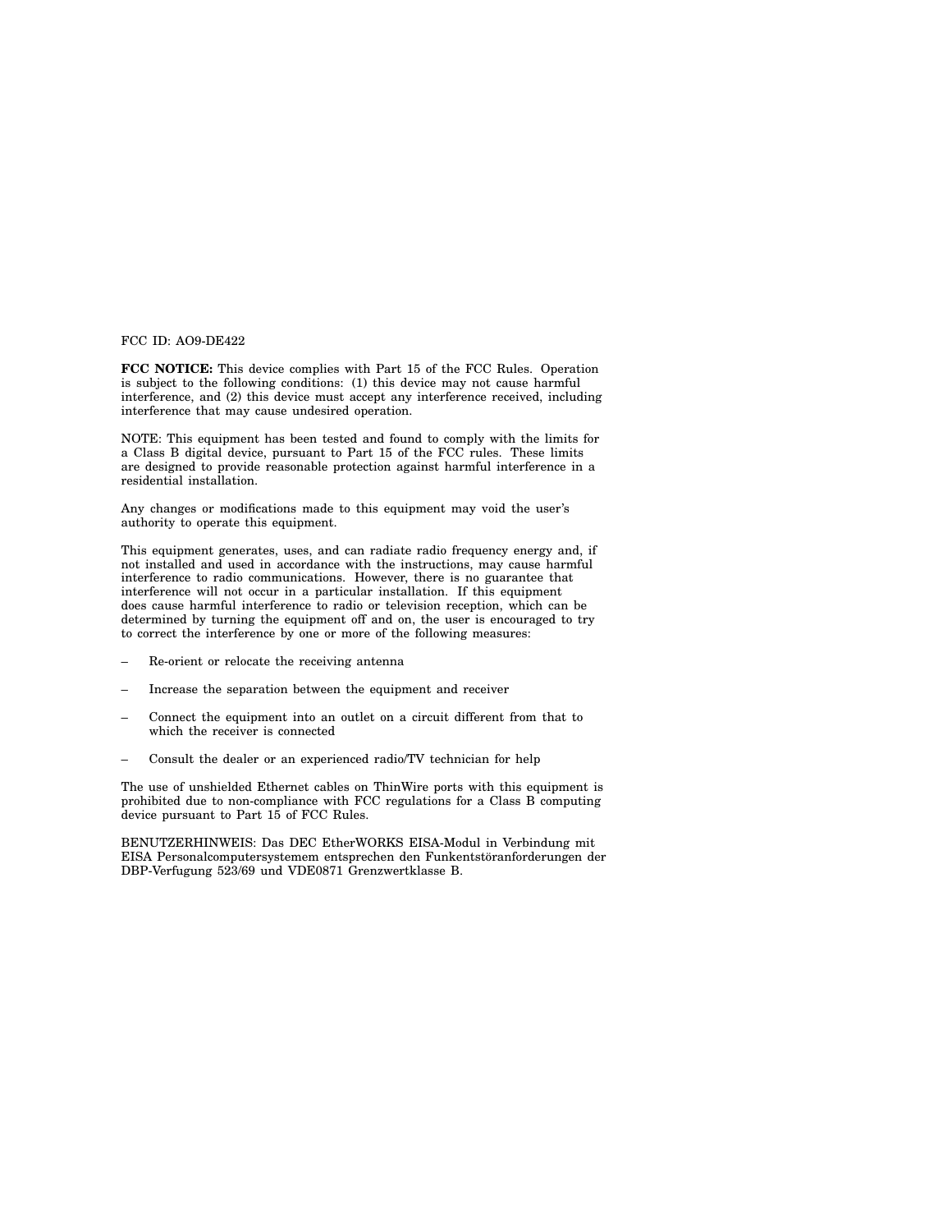FCC ID: AO9-DE422

**FCC NOTICE:** This device complies with Part 15 of the FCC Rules. Operation is subject to the following conditions: (1) this device may not cause harmful interference, and (2) this device must accept any interference received, including interference that may cause undesired operation.

NOTE: This equipment has been tested and found to comply with the limits for a Class B digital device, pursuant to Part 15 of the FCC rules. These limits are designed to provide reasonable protection against harmful interference in a residential installation.

Any changes or modifications made to this equipment may void the user's authority to operate this equipment.

This equipment generates, uses, and can radiate radio frequency energy and, if not installed and used in accordance with the instructions, may cause harmful interference to radio communications. However, there is no guarantee that interference will not occur in a particular installation. If this equipment does cause harmful interference to radio or television reception, which can be determined by turning the equipment off and on, the user is encouraged to try to correct the interference by one or more of the following measures:

- Re-orient or relocate the receiving antenna
- Increase the separation between the equipment and receiver
- Connect the equipment into an outlet on a circuit different from that to which the receiver is connected
- Consult the dealer or an experienced radio/TV technician for help

The use of unshielded Ethernet cables on ThinWire ports with this equipment is prohibited due to non-compliance with FCC regulations for a Class B computing device pursuant to Part 15 of FCC Rules.

BENUTZERHINWEIS: Das DEC EtherWORKS EISA-Modul in Verbindung mit EISA Personalcomputersystemem entsprechen den Funkentstöranforderungen der DBP-Verfugung 523/69 und VDE0871 Grenzwertklasse B.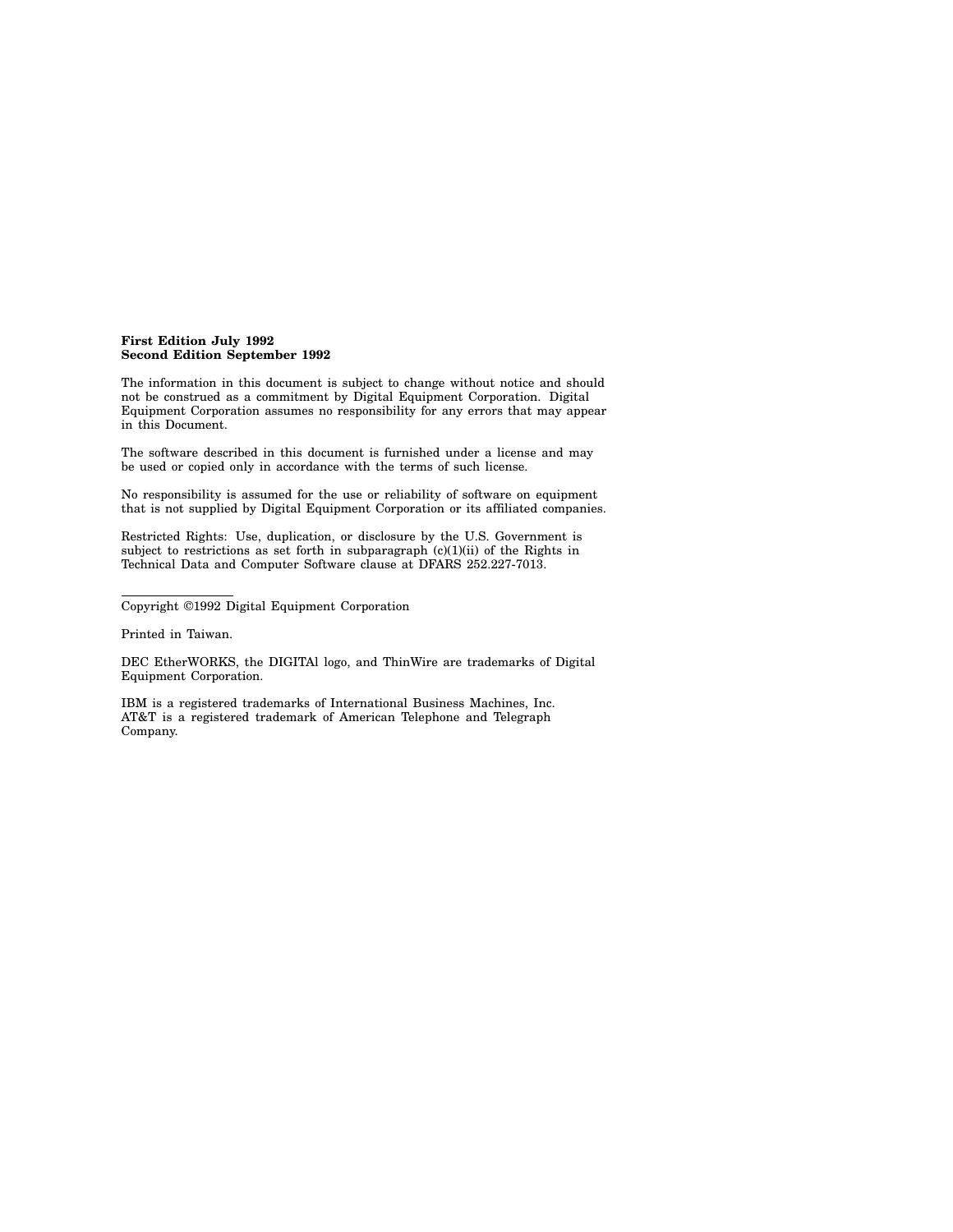**First Edition July 1992**
**Second Edition September 1992**

The information in this document is subject to change without notice and should not be construed as a commitment by Digital Equipment Corporation. Digital Equipment Corporation assumes no responsibility for any errors that may appear in this Document.

The software described in this document is furnished under a license and may be used or copied only in accordance with the terms of such license.

No responsibility is assumed for the use or reliability of software on equipment that is not supplied by Digital Equipment Corporation or its affiliated companies.

Restricted Rights: Use, duplication, or disclosure by the U.S. Government is subject to restrictions as set forth in subparagraph (c)(1)(ii) of the Rights in Technical Data and Computer Software clause at DFARS 252.227-7013.

---

Copyright ©1992 Digital Equipment Corporation

Printed in Taiwan.

DEC EtherWORKS, the DIGITAl logo, and ThinWire are trademarks of Digital Equipment Corporation.

IBM is a registered trademarks of International Business Machines, Inc.
AT&T is a registered trademark of American Telephone and Telegraph Company.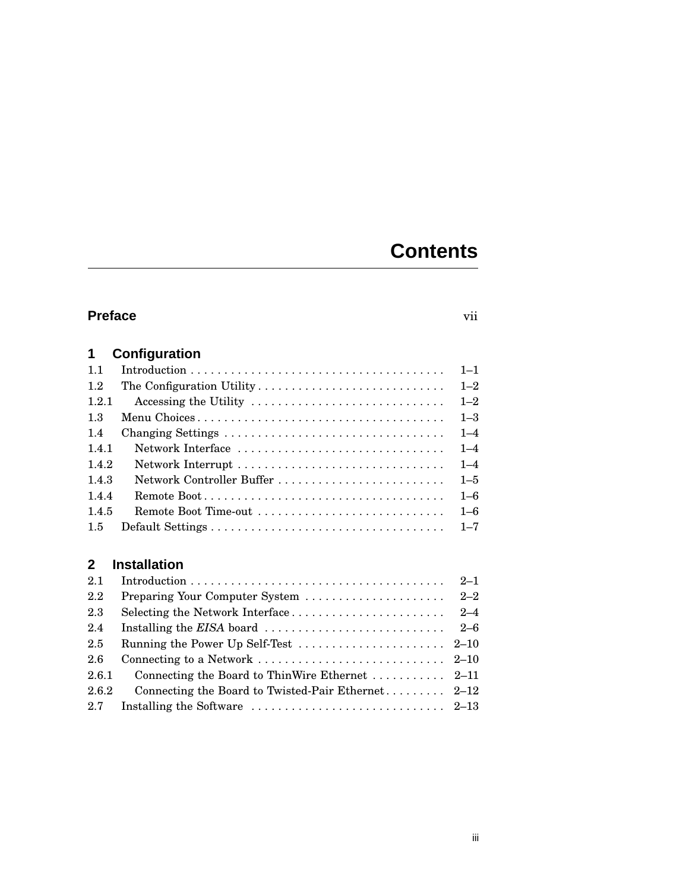# Contents

**Preface** vii

## 1 Configuration

| | | |
|---|---|---|
| 1.1 | Introduction | 1–1 |
| 1.2 | The Configuration Utility | 1–2 |
| 1.2.1 | Accessing the Utility | 1–2 |
| 1.3 | Menu Choices | 1–3 |
| 1.4 | Changing Settings | 1–4 |
| 1.4.1 | Network Interface | 1–4 |
| 1.4.2 | Network Interrupt | 1–4 |
| 1.4.3 | Network Controller Buffer | 1–5 |
| 1.4.4 | Remote Boot | 1–6 |
| 1.4.5 | Remote Boot Time-out | 1–6 |
| 1.5 | Default Settings | 1–7 |

## 2 Installation

| | | |
|---|---|---|
| 2.1 | Introduction | 2–1 |
| 2.2 | Preparing Your Computer System | 2–2 |
| 2.3 | Selecting the Network Interface | 2–4 |
| 2.4 | Installing the *EISA* board | 2–6 |
| 2.5 | Running the Power Up Self-Test | 2–10 |
| 2.6 | Connecting to a Network | 2–10 |
| 2.6.1 | Connecting the Board to ThinWire Ethernet | 2–11 |
| 2.6.2 | Connecting the Board to Twisted-Pair Ethernet | 2–12 |
| 2.7 | Installing the Software | 2–13 |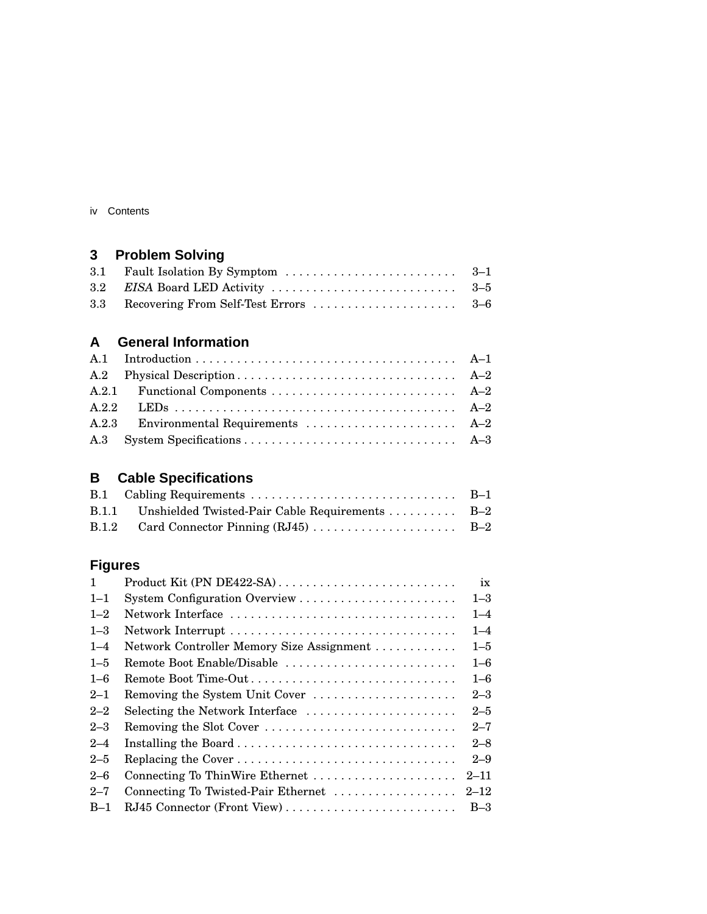## 3 Problem Solving

| | | |
|---|---|---|
| 3.1 | Fault Isolation By Symptom | 3–1 |
| 3.2 | *EISA* Board LED Activity | 3–5 |
| 3.3 | Recovering From Self-Test Errors | 3–6 |

## A General Information

| | | |
|---|---|---|
| A.1 | Introduction | A–1 |
| A.2 | Physical Description | A–2 |
| A.2.1 | Functional Components | A–2 |
| A.2.2 | LEDs | A–2 |
| A.2.3 | Environmental Requirements | A–2 |
| A.3 | System Specifications | A–3 |

## B Cable Specifications

| | | |
|---|---|---|
| B.1 | Cabling Requirements | B–1 |
| B.1.1 | Unshielded Twisted-Pair Cable Requirements | B–2 |
| B.1.2 | Card Connector Pinning (RJ45) | B–2 |

## Figures

| | | |
|---|---|---|
| 1 | Product Kit (PN DE422-SA) | ix |
| 1–1 | System Configuration Overview | 1–3 |
| 1–2 | Network Interface | 1–4 |
| 1–3 | Network Interrupt | 1–4 |
| 1–4 | Network Controller Memory Size Assignment | 1–5 |
| 1–5 | Remote Boot Enable/Disable | 1–6 |
| 1–6 | Remote Boot Time-Out | 1–6 |
| 2–1 | Removing the System Unit Cover | 2–3 |
| 2–2 | Selecting the Network Interface | 2–5 |
| 2–3 | Removing the Slot Cover | 2–7 |
| 2–4 | Installing the Board | 2–8 |
| 2–5 | Replacing the Cover | 2–9 |
| 2–6 | Connecting To ThinWire Ethernet | 2–11 |
| 2–7 | Connecting To Twisted-Pair Ethernet | 2–12 |
| B–1 | RJ45 Connector (Front View) | B–3 |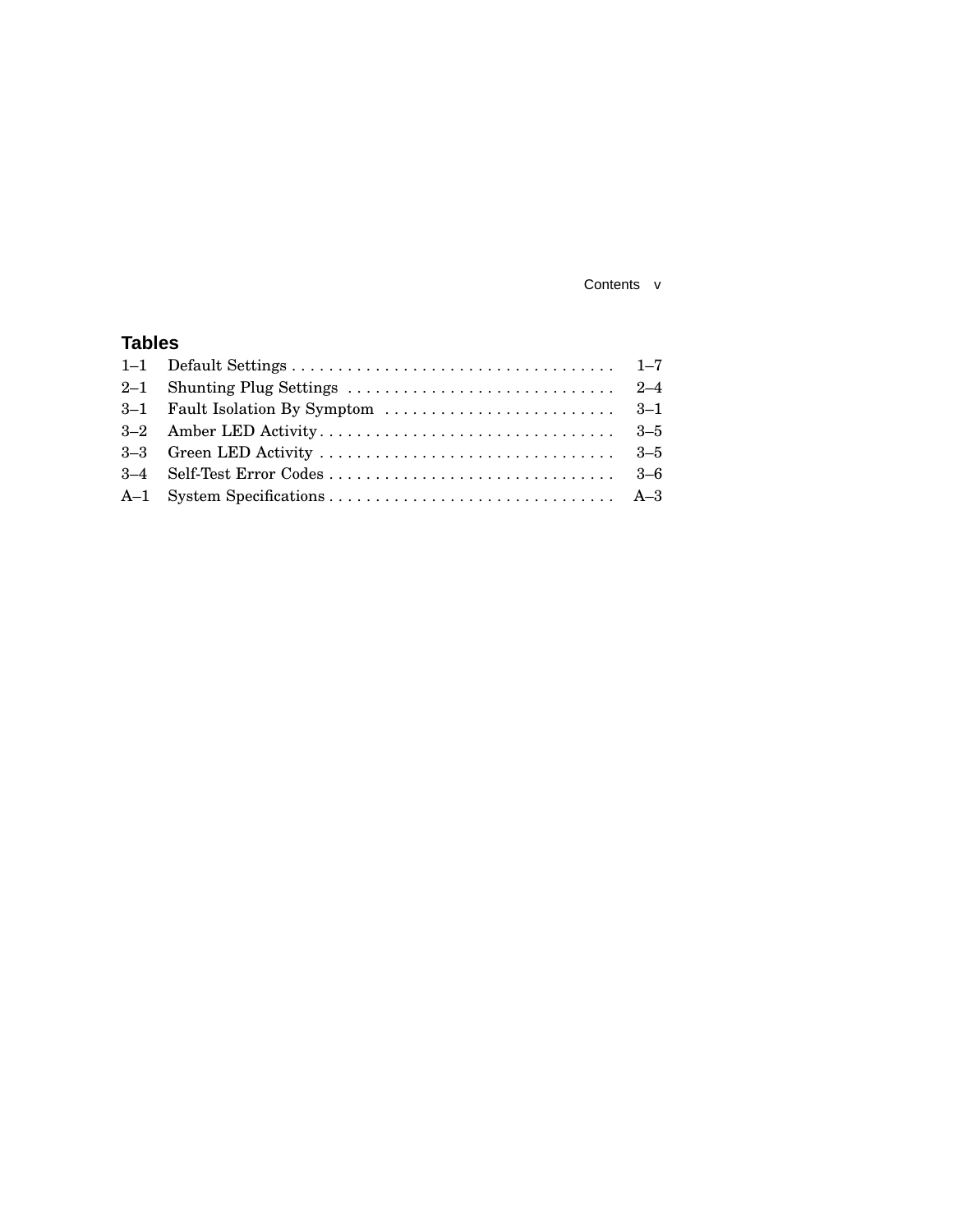## Tables

| | | |
|---|---|---|
| 1–1 | Default Settings | 1–7 |
| 2–1 | Shunting Plug Settings | 2–4 |
| 3–1 | Fault Isolation By Symptom | 3–1 |
| 3–2 | Amber LED Activity | 3–5 |
| 3–3 | Green LED Activity | 3–5 |
| 3–4 | Self-Test Error Codes | 3–6 |
| A–1 | System Specifications | A–3 |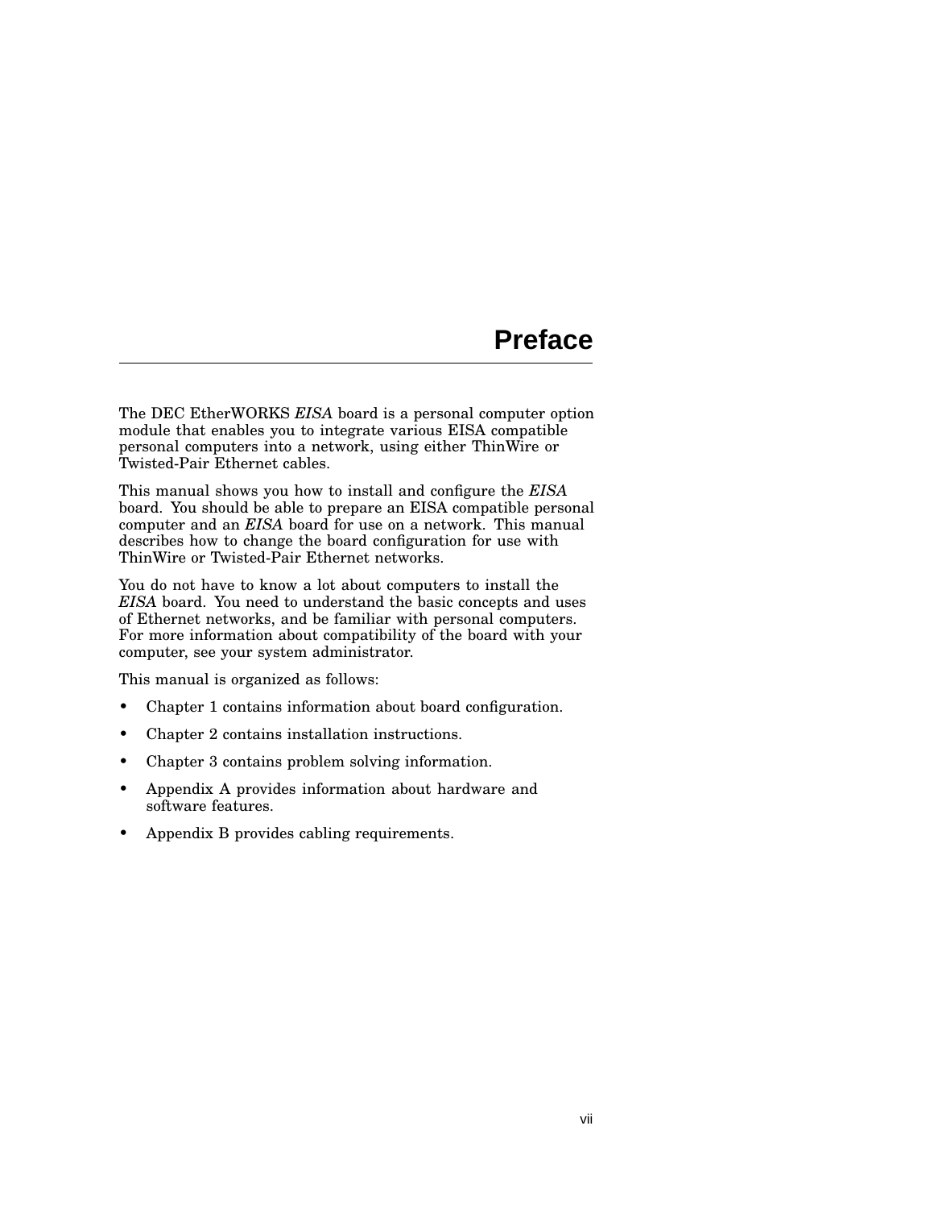# Preface

The DEC EtherWORKS *EISA* board is a personal computer option module that enables you to integrate various EISA compatible personal computers into a network, using either ThinWire or Twisted-Pair Ethernet cables.

This manual shows you how to install and configure the *EISA* board. You should be able to prepare an EISA compatible personal computer and an *EISA* board for use on a network. This manual describes how to change the board configuration for use with ThinWire or Twisted-Pair Ethernet networks.

You do not have to know a lot about computers to install the *EISA* board. You need to understand the basic concepts and uses of Ethernet networks, and be familiar with personal computers. For more information about compatibility of the board with your computer, see your system administrator.

This manual is organized as follows:

- Chapter 1 contains information about board configuration.
- Chapter 2 contains installation instructions.
- Chapter 3 contains problem solving information.
- Appendix A provides information about hardware and software features.
- Appendix B provides cabling requirements.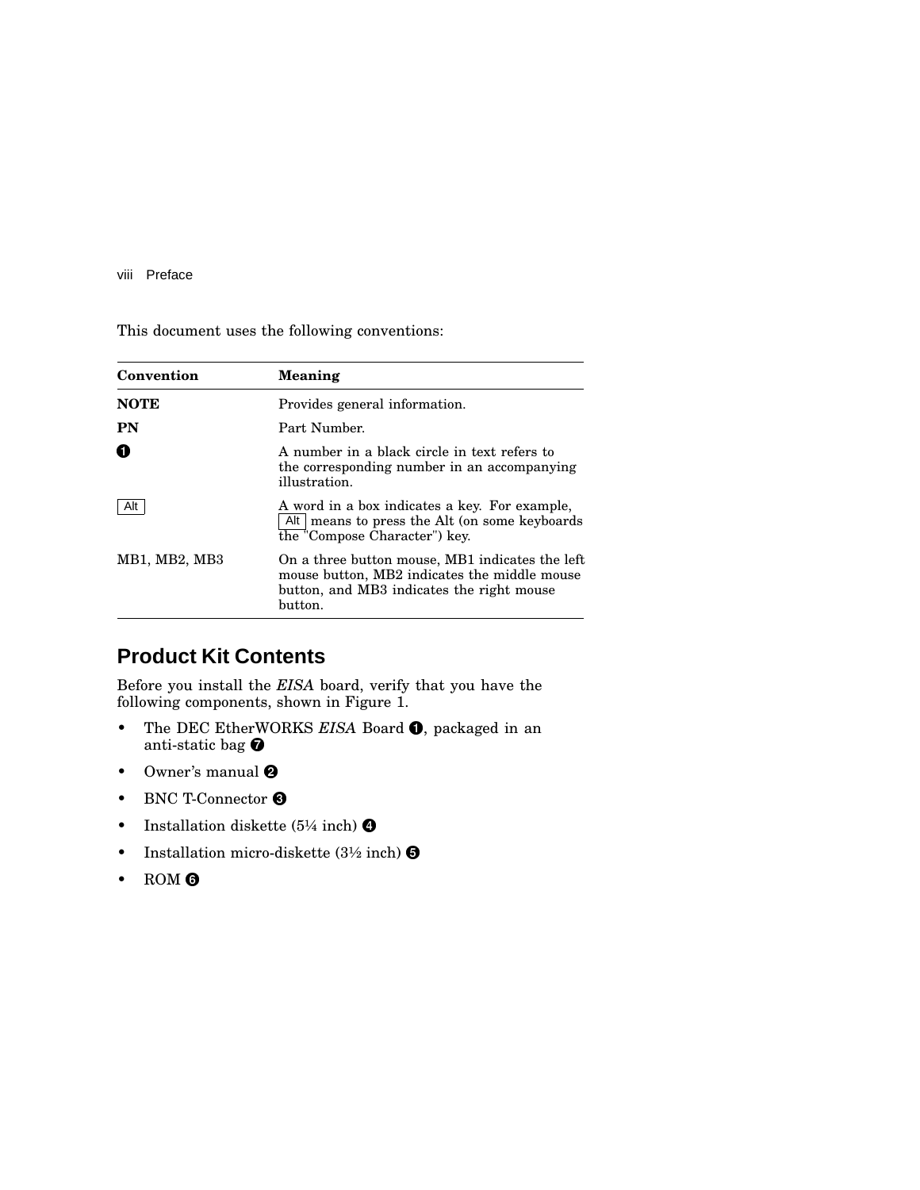This document uses the following conventions:

| Convention | Meaning |
| --- | --- |
| **NOTE** | Provides general information. |
| **PN** | Part Number. |
| ❶ | A number in a black circle in text refers to the corresponding number in an accompanying illustration. |
| Alt | A word in a box indicates a key. For example, Alt means to press the Alt (on some keyboards the "Compose Character") key. |
| MB1, MB2, MB3 | On a three button mouse, MB1 indicates the left mouse button, MB2 indicates the middle mouse button, and MB3 indicates the right mouse button. |

## Product Kit Contents

Before you install the *EISA* board, verify that you have the following components, shown in Figure 1.

- The DEC EtherWORKS *EISA* Board ❶, packaged in an anti-static bag ❼
- Owner's manual ❷
- BNC T-Connector ❸
- Installation diskette (5¼ inch) ❹
- Installation micro-diskette (3½ inch) ❺
- ROM ❻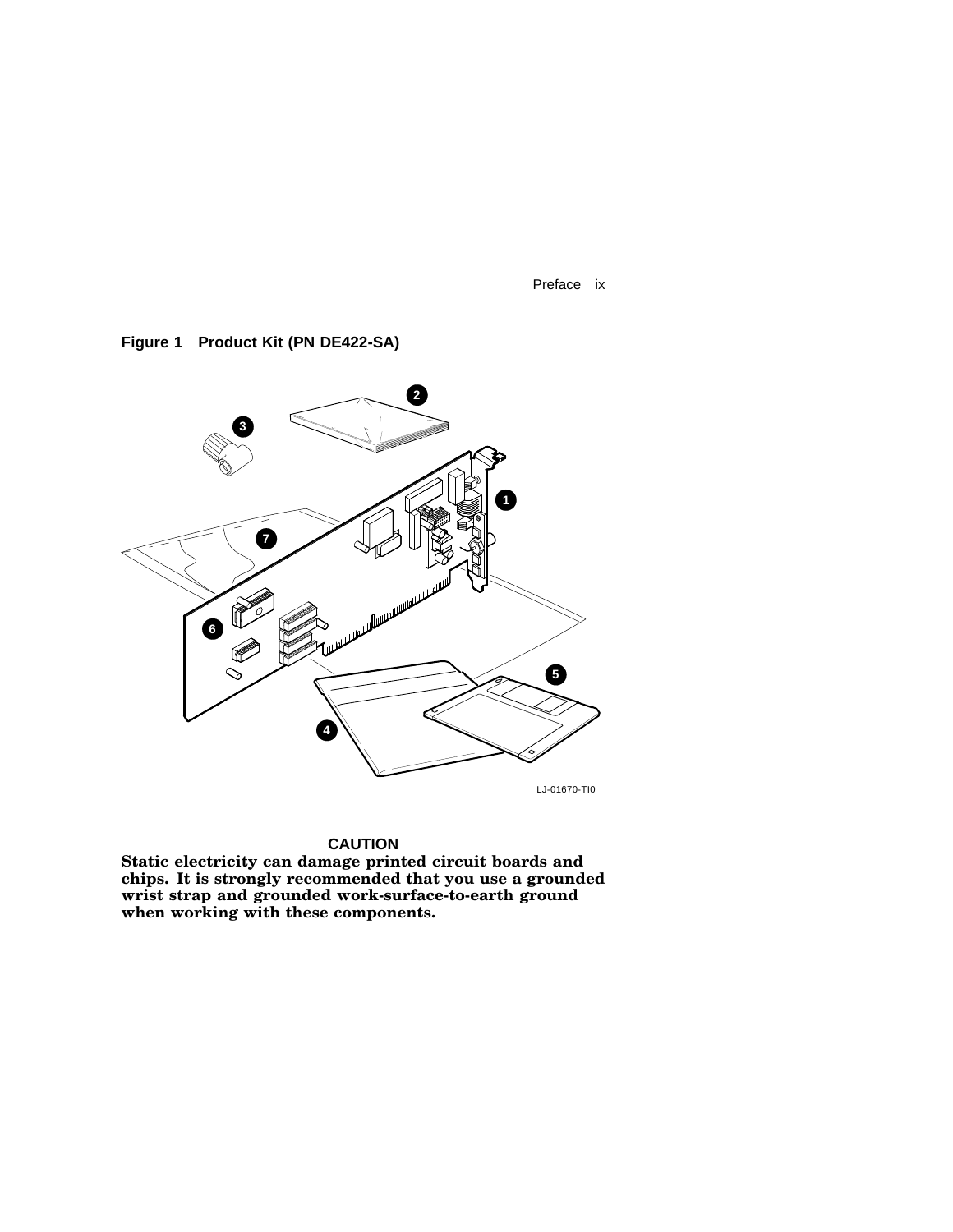**Figure 1 Product Kit (PN DE422-SA)**

**CAUTION**

**Static electricity can damage printed circuit boards and chips. It is strongly recommended that you use a grounded wrist strap and grounded work-surface-to-earth ground when working with these components.**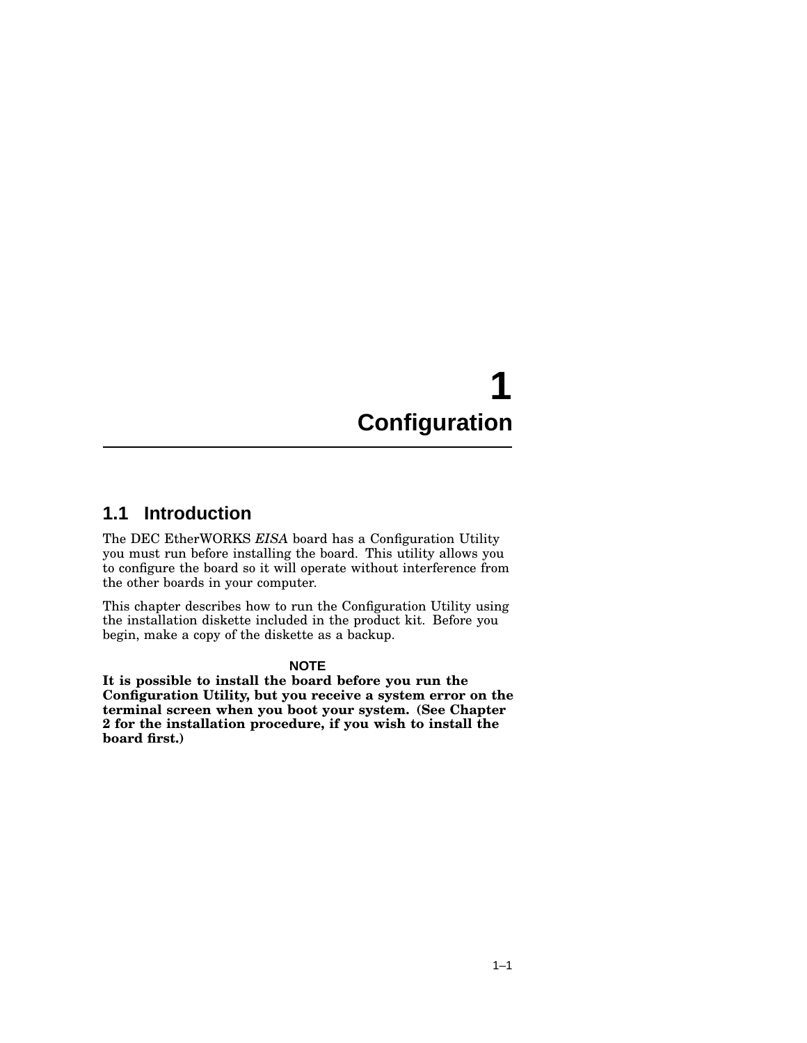# 1 Configuration

## 1.1 Introduction

The DEC EtherWORKS *EISA* board has a Configuration Utility you must run before installing the board. This utility allows you to configure the board so it will operate without interference from the other boards in your computer.

This chapter describes how to run the Configuration Utility using the installation diskette included in the product kit. Before you begin, make a copy of the diskette as a backup.

**NOTE**

**It is possible to install the board before you run the Configuration Utility, but you receive a system error on the terminal screen when you boot your system. (See Chapter 2 for the installation procedure, if you wish to install the board first.)**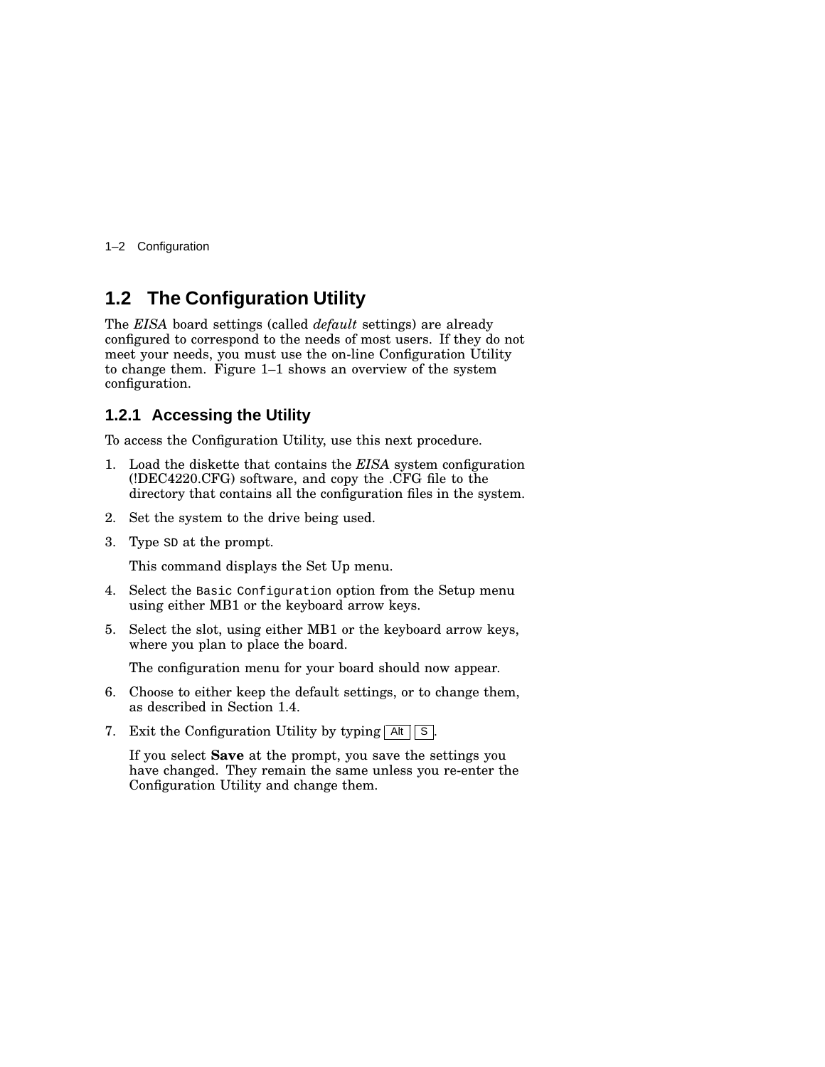## 1.2 The Configuration Utility

The *EISA* board settings (called *default* settings) are already configured to correspond to the needs of most users. If they do not meet your needs, you must use the on-line Configuration Utility to change them. Figure 1–1 shows an overview of the system configuration.

### 1.2.1 Accessing the Utility

To access the Configuration Utility, use this next procedure.

1. Load the diskette that contains the *EISA* system configuration (!DEC4220.CFG) software, and copy the .CFG file to the directory that contains all the configuration files in the system.
2. Set the system to the drive being used.
3. Type `SD` at the prompt.

   This command displays the Set Up menu.
4. Select the `Basic Configuration` option from the Setup menu using either MB1 or the keyboard arrow keys.
5. Select the slot, using either MB1 or the keyboard arrow keys, where you plan to place the board.

   The configuration menu for your board should now appear.
6. Choose to either keep the default settings, or to change them, as described in Section 1.4.
7. Exit the Configuration Utility by typing Alt S.

   If you select **Save** at the prompt, you save the settings you have changed. They remain the same unless you re-enter the Configuration Utility and change them.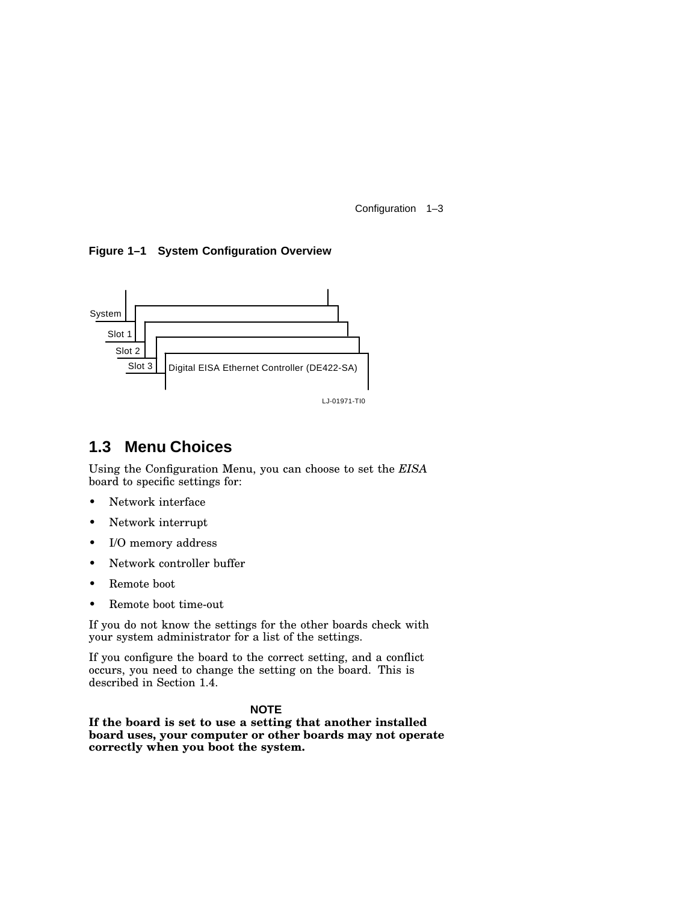**Figure 1–1 System Configuration Overview**

System

Slot 1

Slot 2

Slot 3

Digital EISA Ethernet Controller (DE422-SA)

LJ-01971-TI0

## 1.3 Menu Choices

Using the Configuration Menu, you can choose to set the *EISA* board to specific settings for:

- Network interface
- Network interrupt
- I/O memory address
- Network controller buffer
- Remote boot
- Remote boot time-out

If you do not know the settings for the other boards check with your system administrator for a list of the settings.

If you configure the board to the correct setting, and a conflict occurs, you need to change the setting on the board. This is described in Section 1.4.

**NOTE**

**If the board is set to use a setting that another installed board uses, your computer or other boards may not operate correctly when you boot the system.**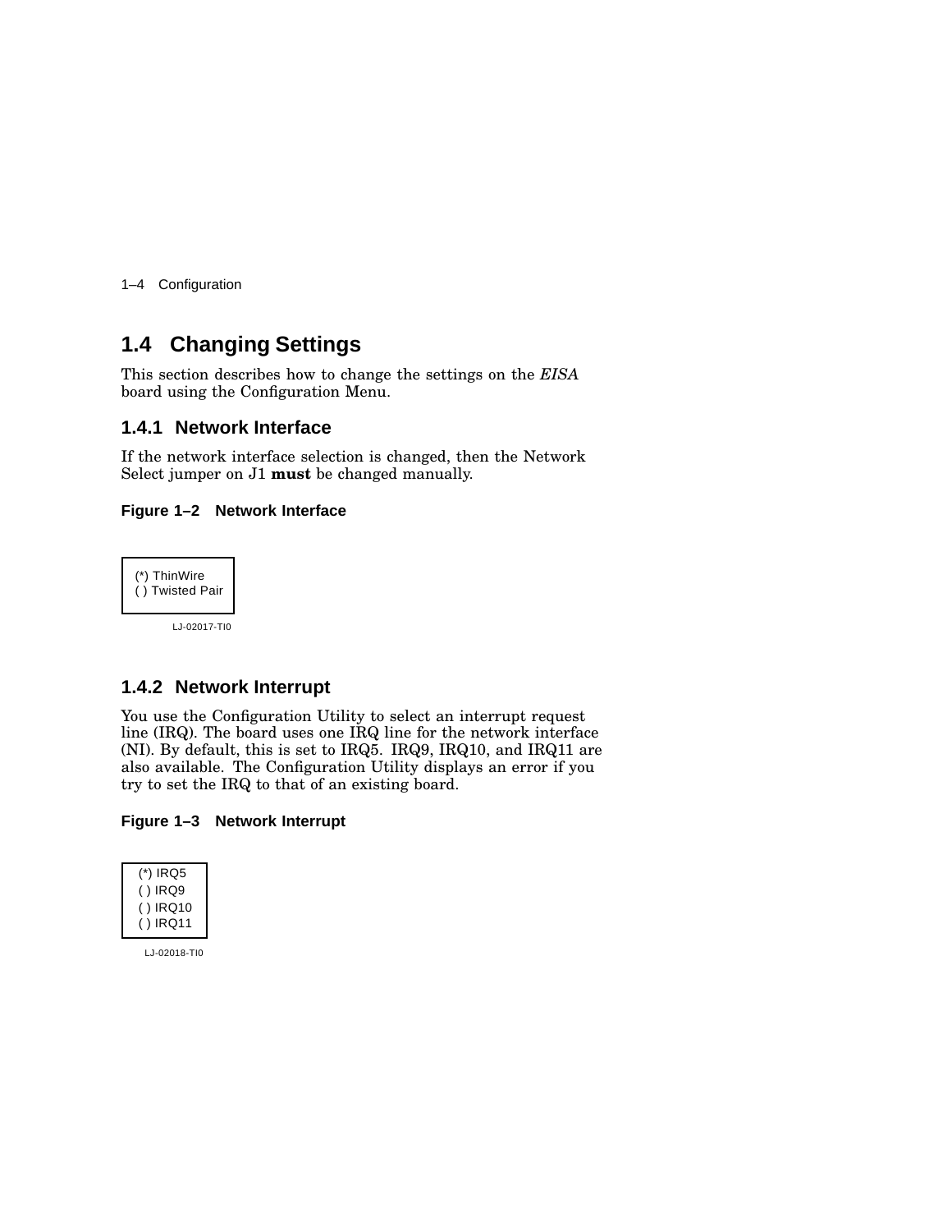## 1.4 Changing Settings

This section describes how to change the settings on the *EISA* board using the Configuration Menu.

### 1.4.1 Network Interface

If the network interface selection is changed, then the Network Select jumper on J1 **must** be changed manually.

**Figure 1–2 Network Interface**

```
(*) ThinWire
( ) Twisted Pair
```

LJ-02017-TI0

### 1.4.2 Network Interrupt

You use the Configuration Utility to select an interrupt request line (IRQ). The board uses one IRQ line for the network interface (NI). By default, this is set to IRQ5. IRQ9, IRQ10, and IRQ11 are also available. The Configuration Utility displays an error if you try to set the IRQ to that of an existing board.

**Figure 1–3 Network Interrupt**

```
(*) IRQ5
( ) IRQ9
( ) IRQ10
( ) IRQ11
```

LJ-02018-TI0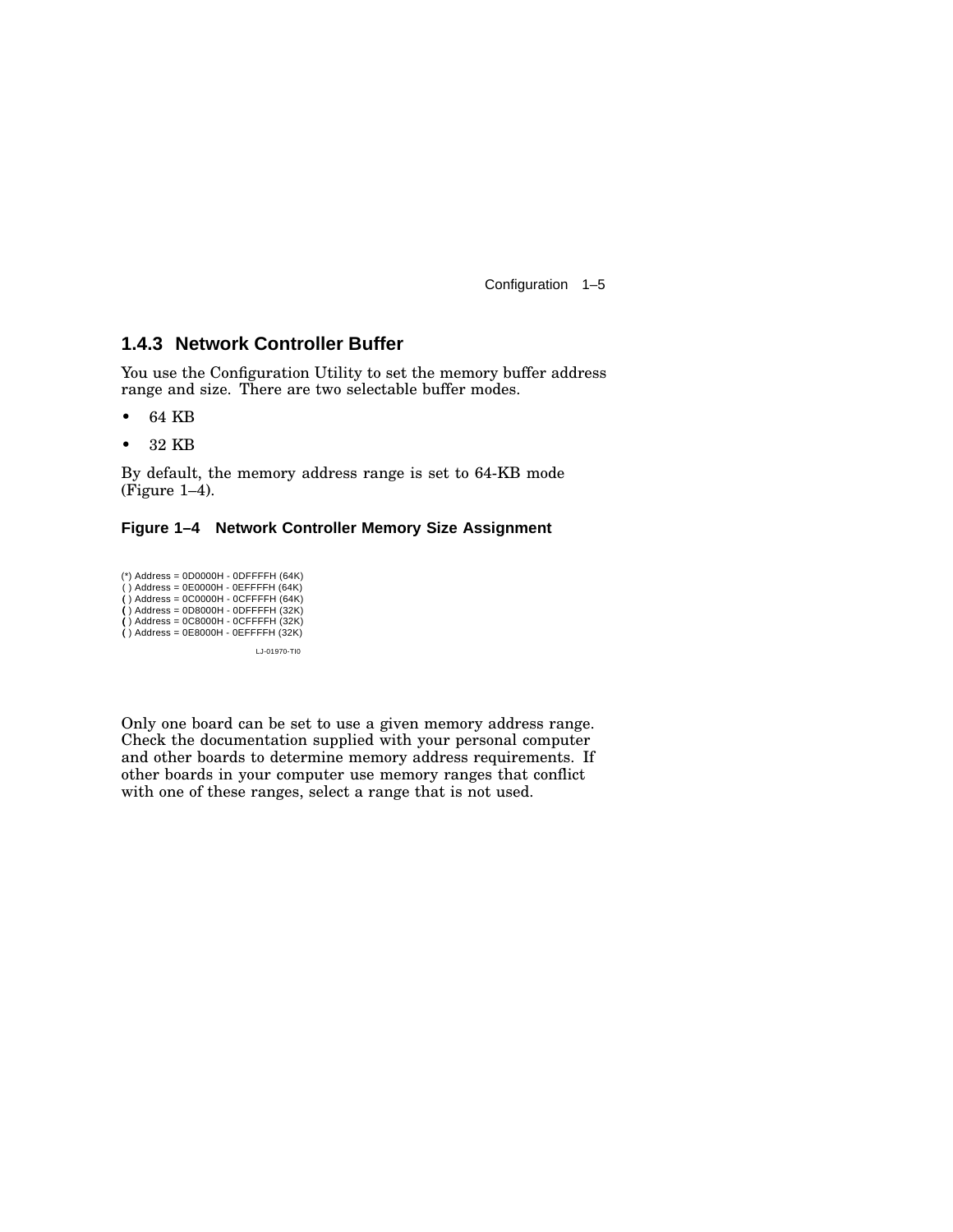### 1.4.3 Network Controller Buffer

You use the Configuration Utility to set the memory buffer address range and size. There are two selectable buffer modes.

- 64 KB
- 32 KB

By default, the memory address range is set to 64-KB mode (Figure 1–4).

**Figure 1–4 Network Controller Memory Size Assignment**

```
(*) Address = 0D0000H - 0DFFFFH (64K)
( ) Address = 0E0000H - 0EFFFFH (64K)
( ) Address = 0C0000H - 0CFFFFH (64K)
( ) Address = 0D8000H - 0DFFFFH (32K)
( ) Address = 0C8000H - 0CFFFFH (32K)
( ) Address = 0E8000H - 0EFFFFH (32K)
```

LJ-01970-TI0

Only one board can be set to use a given memory address range. Check the documentation supplied with your personal computer and other boards to determine memory address requirements. If other boards in your computer use memory ranges that conflict with one of these ranges, select a range that is not used.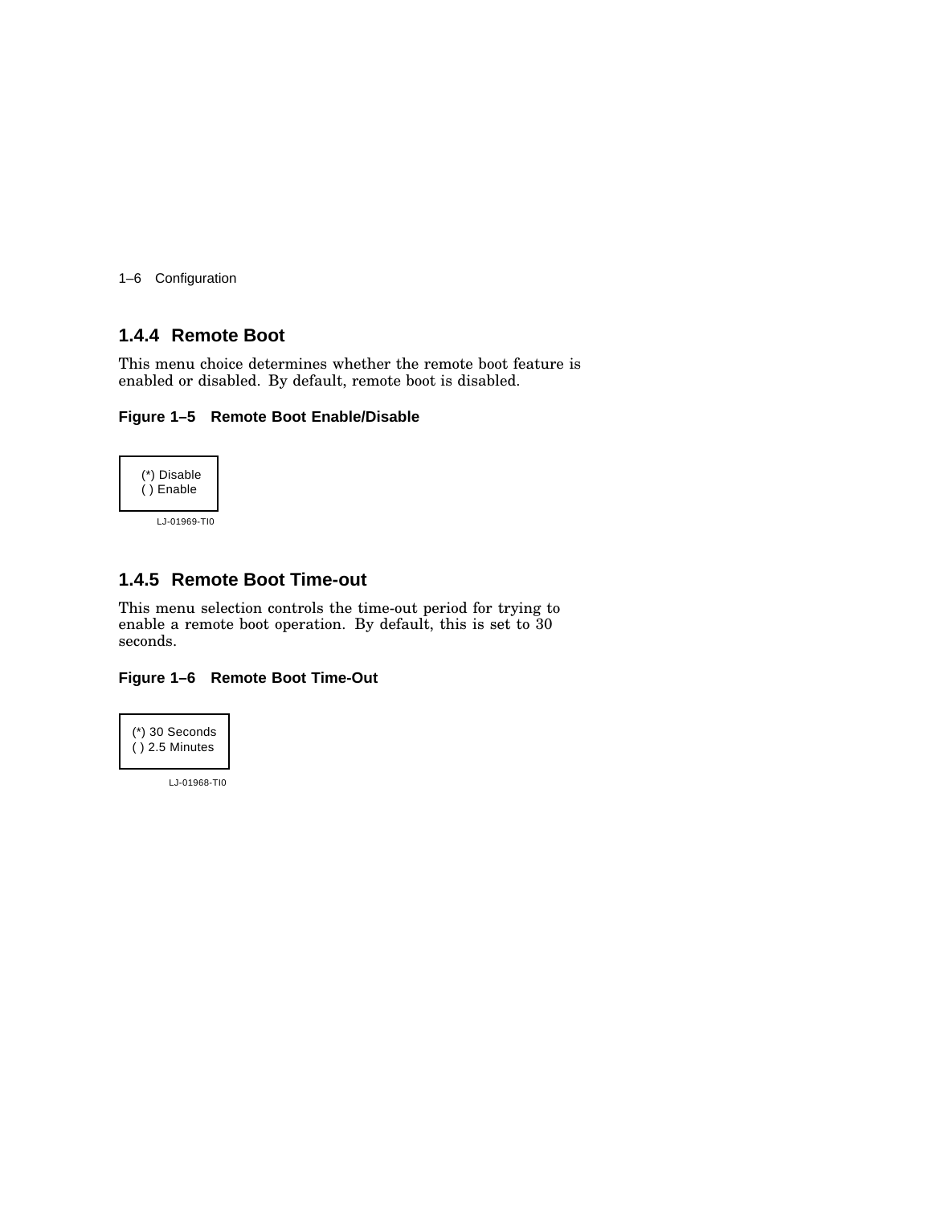### 1.4.4 Remote Boot

This menu choice determines whether the remote boot feature is enabled or disabled. By default, remote boot is disabled.

**Figure 1–5 Remote Boot Enable/Disable**

```
(*) Disable
( ) Enable
```

LJ-01969-TI0

### 1.4.5 Remote Boot Time-out

This menu selection controls the time-out period for trying to enable a remote boot operation. By default, this is set to 30 seconds.

**Figure 1–6 Remote Boot Time-Out**

```
(*) 30 Seconds
( ) 2.5 Minutes
```

LJ-01968-TI0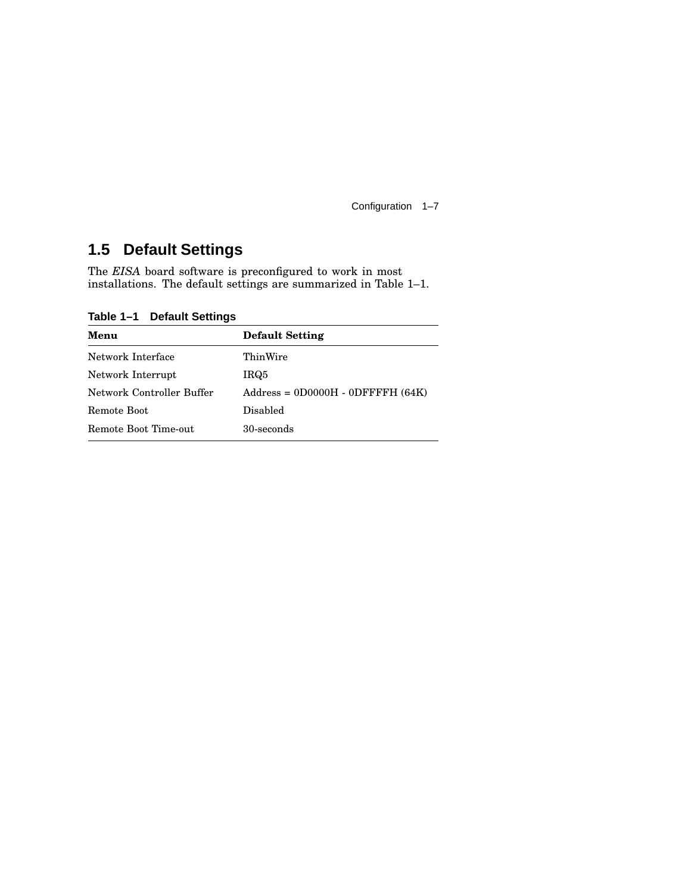## 1.5 Default Settings

The *EISA* board software is preconfigured to work in most installations. The default settings are summarized in Table 1–1.

**Table 1–1 Default Settings**

| Menu | Default Setting |
|---|---|
| Network Interface | ThinWire |
| Network Interrupt | IRQ5 |
| Network Controller Buffer | Address = 0D0000H - 0DFFFFH (64K) |
| Remote Boot | Disabled |
| Remote Boot Time-out | 30-seconds |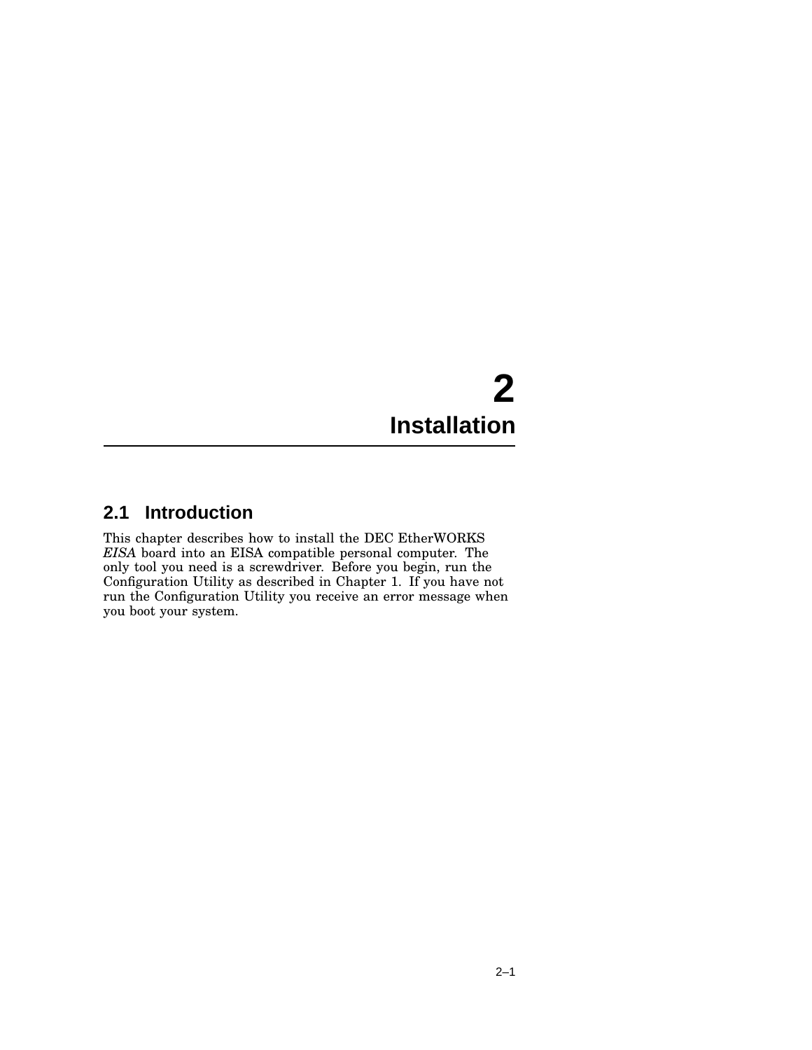# 2 Installation

## 2.1 Introduction

This chapter describes how to install the DEC EtherWORKS *EISA* board into an EISA compatible personal computer. The only tool you need is a screwdriver. Before you begin, run the Configuration Utility as described in Chapter 1. If you have not run the Configuration Utility you receive an error message when you boot your system.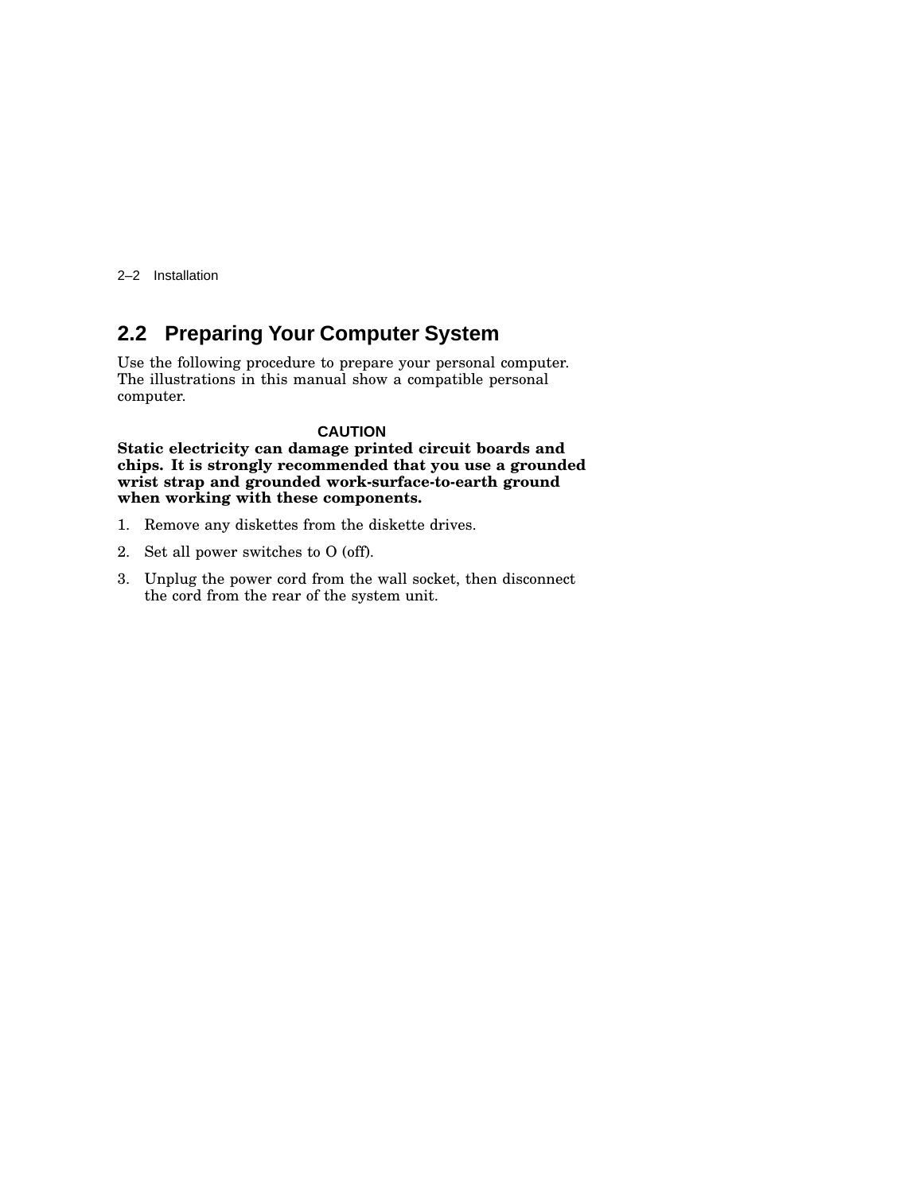## 2.2 Preparing Your Computer System

Use the following procedure to prepare your personal computer. The illustrations in this manual show a compatible personal computer.

**CAUTION**

**Static electricity can damage printed circuit boards and chips. It is strongly recommended that you use a grounded wrist strap and grounded work-surface-to-earth ground when working with these components.**

1. Remove any diskettes from the diskette drives.
2. Set all power switches to O (off).
3. Unplug the power cord from the wall socket, then disconnect the cord from the rear of the system unit.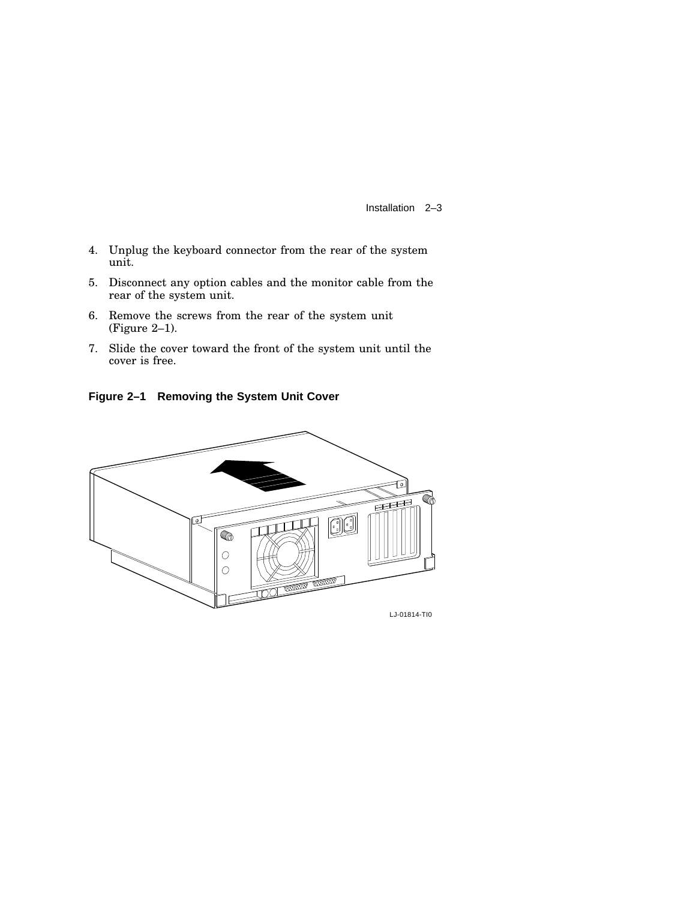4. Unplug the keyboard connector from the rear of the system unit.
5. Disconnect any option cables and the monitor cable from the rear of the system unit.
6. Remove the screws from the rear of the system unit (Figure 2–1).
7. Slide the cover toward the front of the system unit until the cover is free.

**Figure 2–1 Removing the System Unit Cover**

LJ-01814-TI0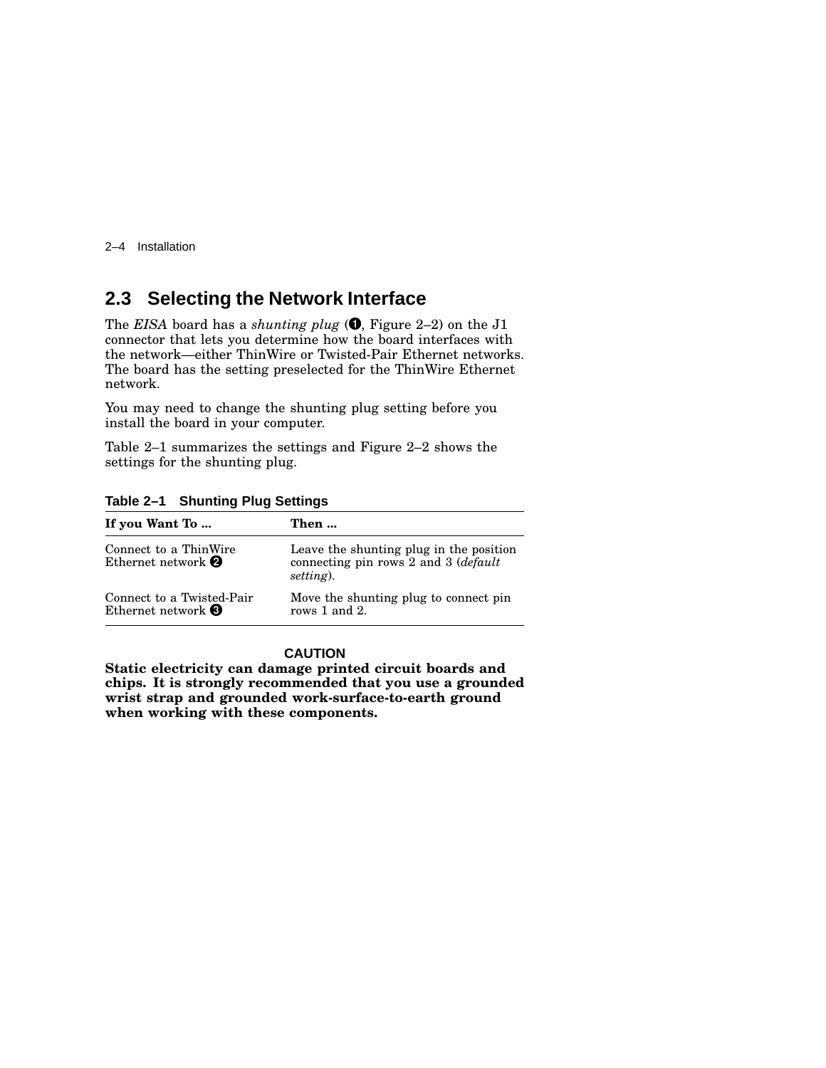## 2.3 Selecting the Network Interface

The *EISA* board has a *shunting plug* (❶, Figure 2–2) on the J1 connector that lets you determine how the board interfaces with the network—either ThinWire or Twisted-Pair Ethernet networks. The board has the setting preselected for the ThinWire Ethernet network.

You may need to change the shunting plug setting before you install the board in your computer.

Table 2–1 summarizes the settings and Figure 2–2 shows the settings for the shunting plug.

**Table 2–1 Shunting Plug Settings**

| If you Want To ... | Then ... |
|---|---|
| Connect to a ThinWire Ethernet network ❷ | Leave the shunting plug in the position connecting pin rows 2 and 3 (*default setting*). |
| Connect to a Twisted-Pair Ethernet network ❸ | Move the shunting plug to connect pin rows 1 and 2. |

**CAUTION**

**Static electricity can damage printed circuit boards and chips. It is strongly recommended that you use a grounded wrist strap and grounded work-surface-to-earth ground when working with these components.**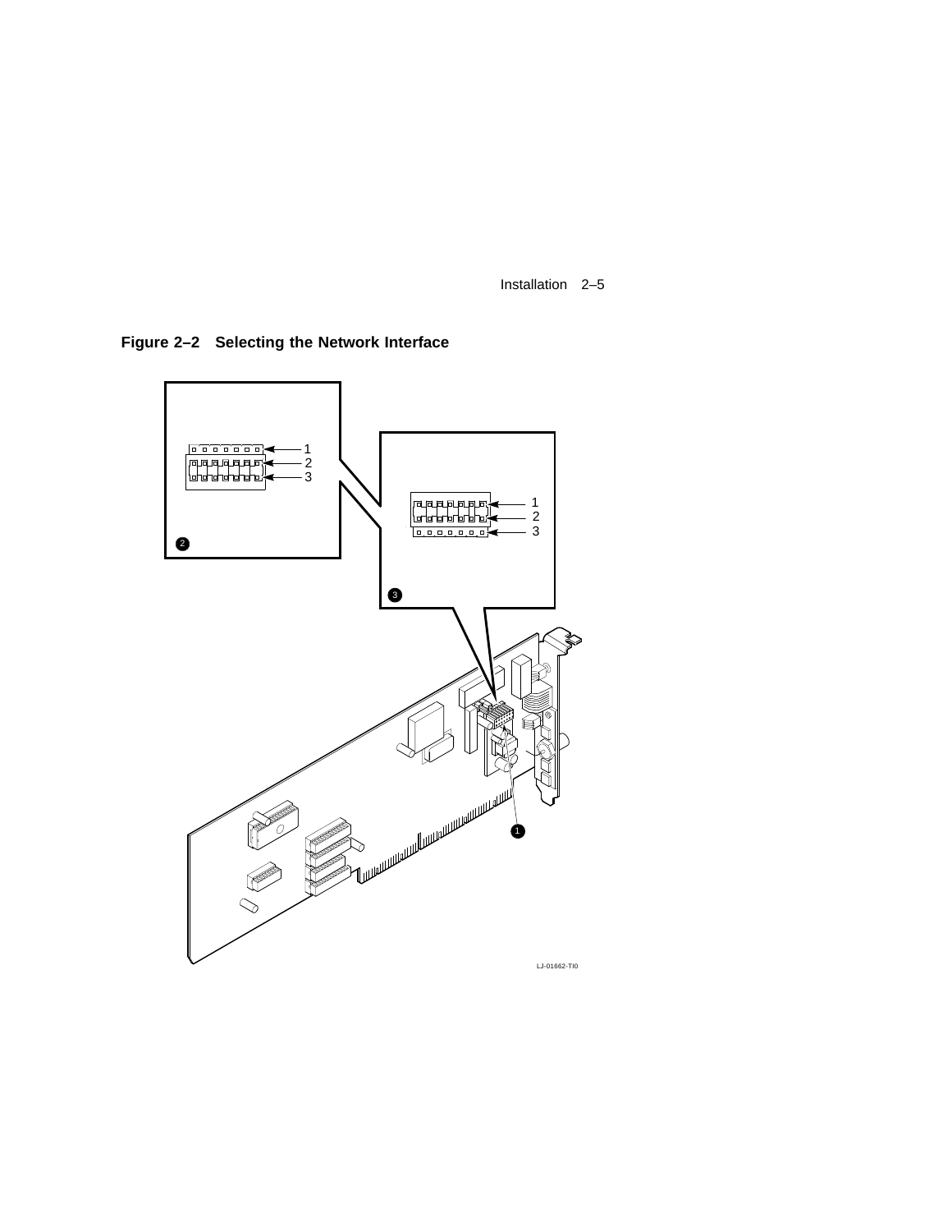**Figure 2–2 Selecting the Network Interface**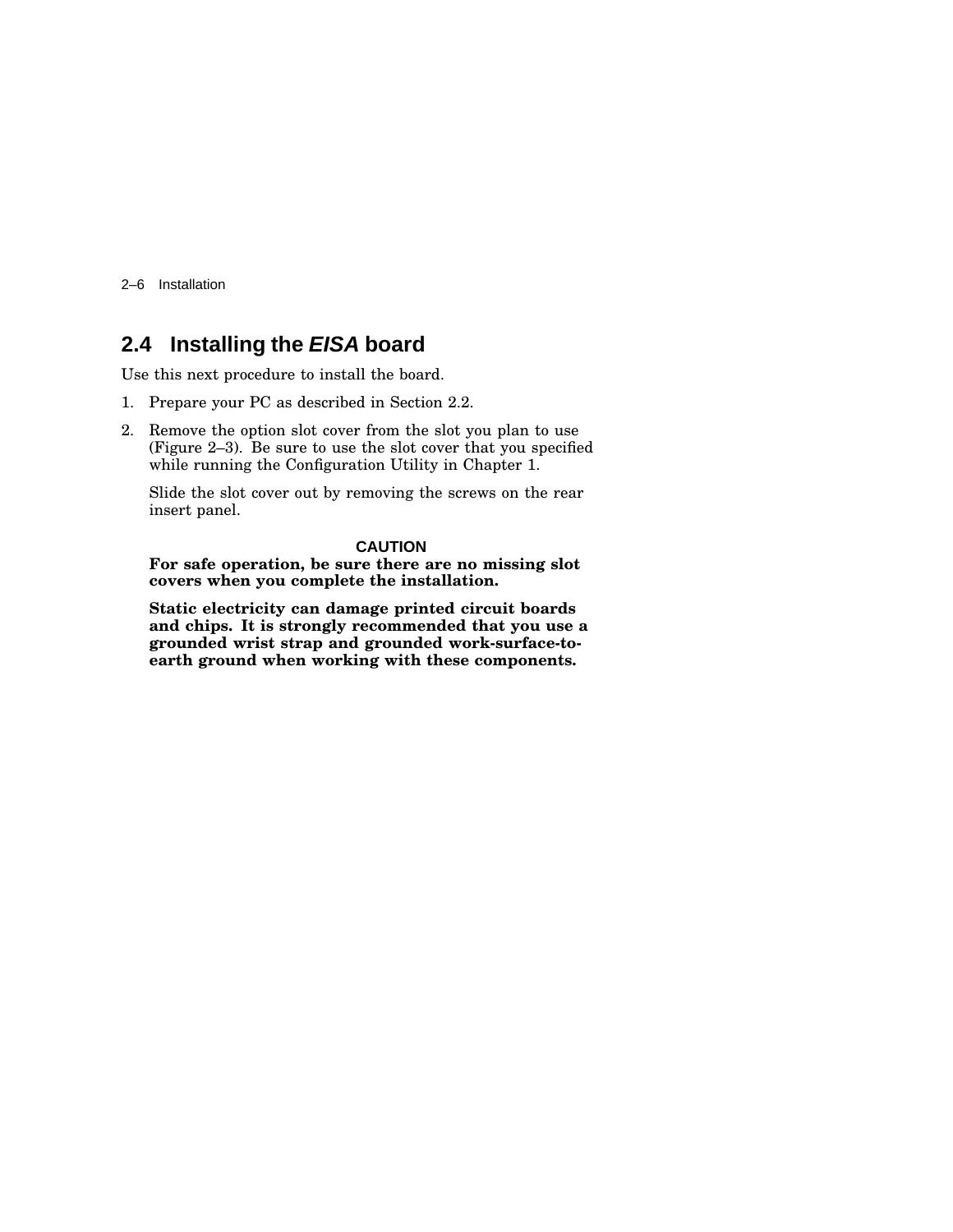## 2.4 Installing the *EISA* board

Use this next procedure to install the board.

1. Prepare your PC as described in Section 2.2.
2. Remove the option slot cover from the slot you plan to use (Figure 2–3). Be sure to use the slot cover that you specified while running the Configuration Utility in Chapter 1.

   Slide the slot cover out by removing the screws on the rear insert panel.

   **CAUTION**

   **For safe operation, be sure there are no missing slot covers when you complete the installation.**

   **Static electricity can damage printed circuit boards and chips. It is strongly recommended that you use a grounded wrist strap and grounded work-surface-to-earth ground when working with these components.**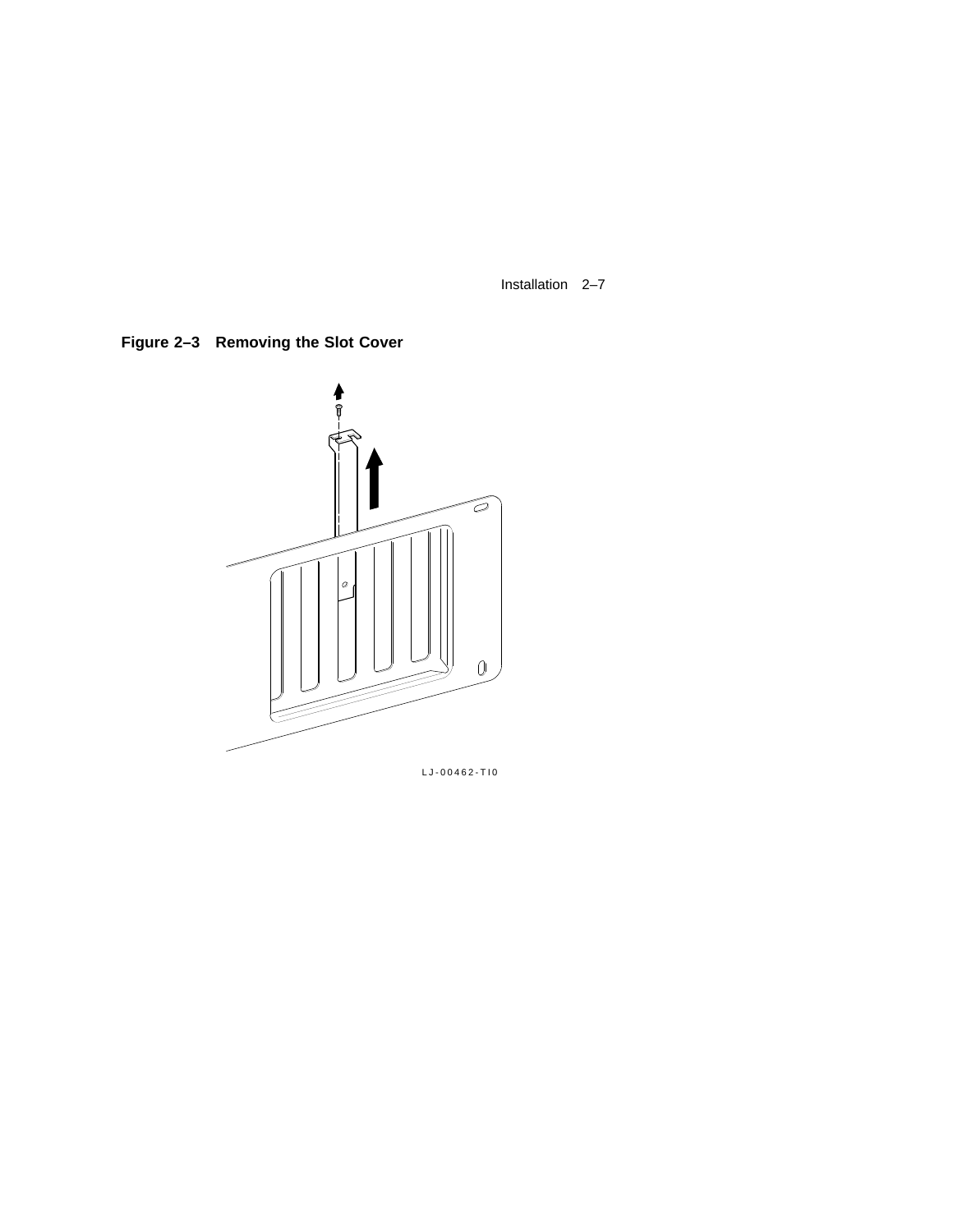**Figure 2–3 Removing the Slot Cover**

LJ-00462-TI0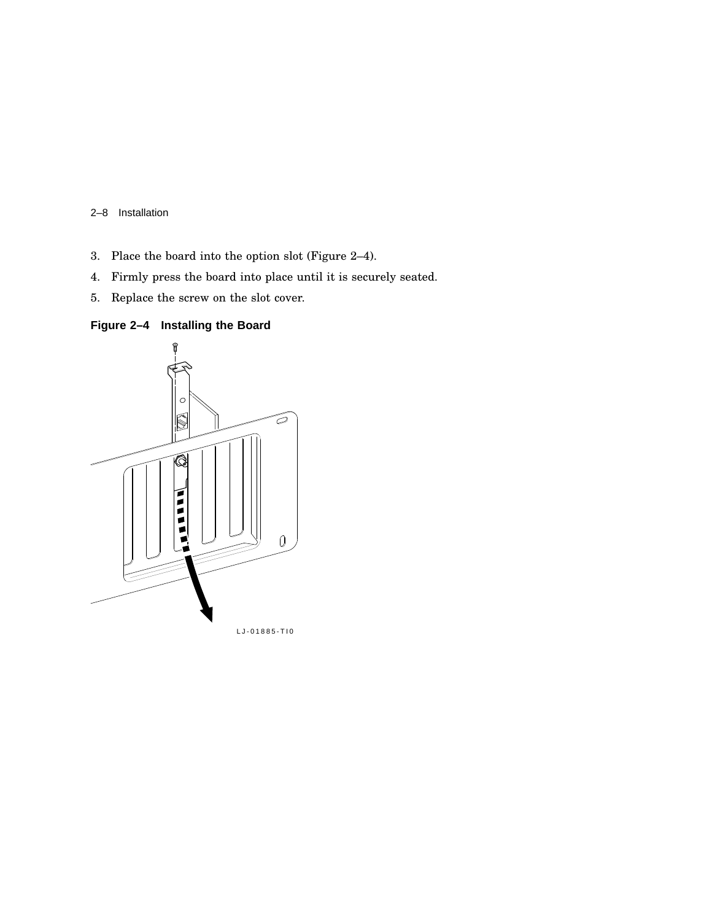3. Place the board into the option slot (Figure 2–4).
4. Firmly press the board into place until it is securely seated.
5. Replace the screw on the slot cover.

**Figure 2–4 Installing the Board**

LJ-01885-TI0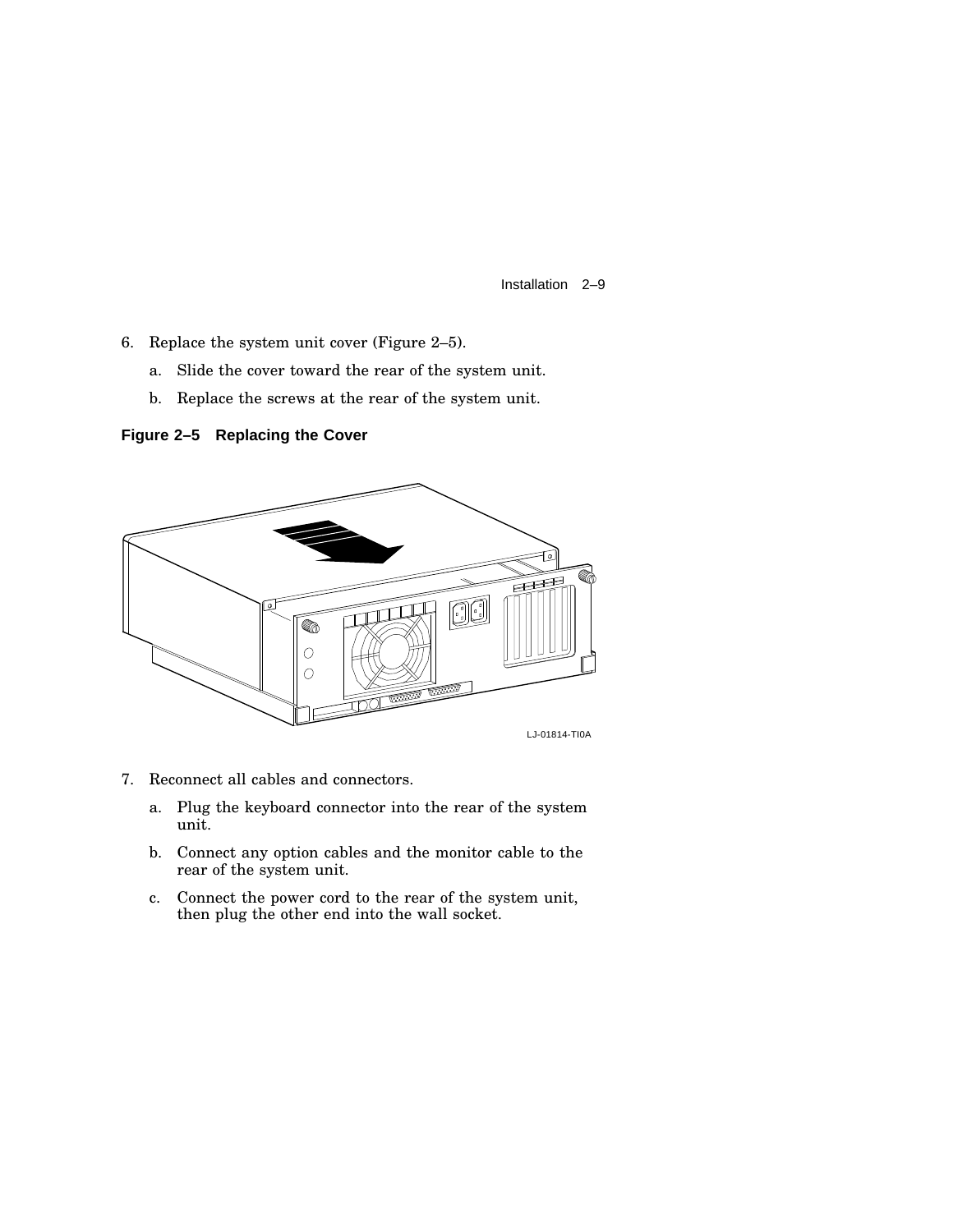6. Replace the system unit cover (Figure 2–5).

   a. Slide the cover toward the rear of the system unit.

   b. Replace the screws at the rear of the system unit.

**Figure 2–5 Replacing the Cover**

LJ-01814-TI0A

7. Reconnect all cables and connectors.

   a. Plug the keyboard connector into the rear of the system unit.

   b. Connect any option cables and the monitor cable to the rear of the system unit.

   c. Connect the power cord to the rear of the system unit, then plug the other end into the wall socket.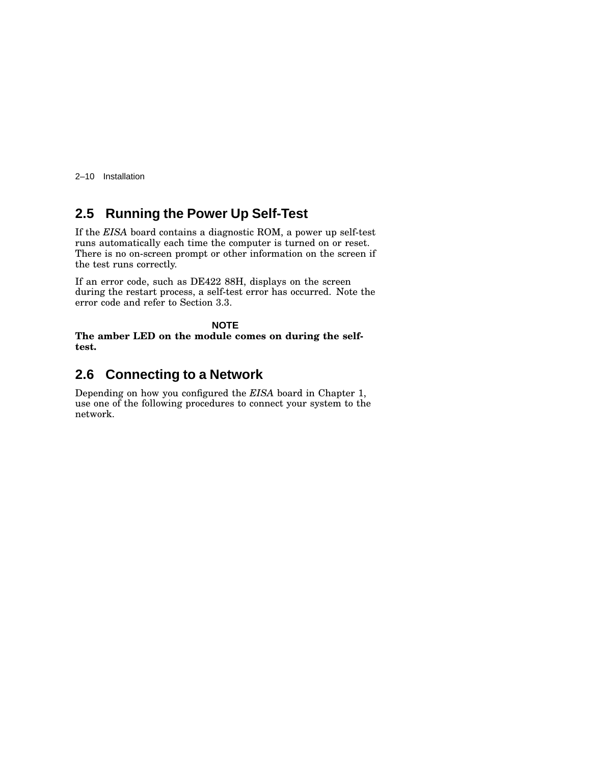## 2.5 Running the Power Up Self-Test

If the *EISA* board contains a diagnostic ROM, a power up self-test runs automatically each time the computer is turned on or reset. There is no on-screen prompt or other information on the screen if the test runs correctly.

If an error code, such as DE422 88H, displays on the screen during the restart process, a self-test error has occurred. Note the error code and refer to Section 3.3.

**NOTE**

**The amber LED on the module comes on during the self-test.**

## 2.6 Connecting to a Network

Depending on how you configured the *EISA* board in Chapter 1, use one of the following procedures to connect your system to the network.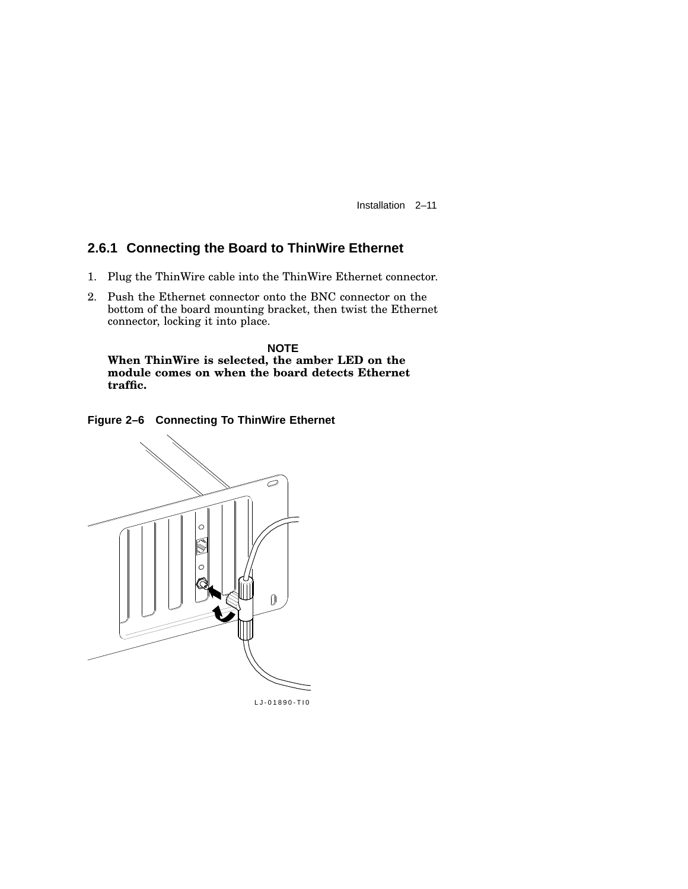### 2.6.1 Connecting the Board to ThinWire Ethernet

1. Plug the ThinWire cable into the ThinWire Ethernet connector.
2. Push the Ethernet connector onto the BNC connector on the bottom of the board mounting bracket, then twist the Ethernet connector, locking it into place.

**NOTE**

**When ThinWire is selected, the amber LED on the module comes on when the board detects Ethernet traffic.**

**Figure 2–6 Connecting To ThinWire Ethernet**

LJ-01890-TI0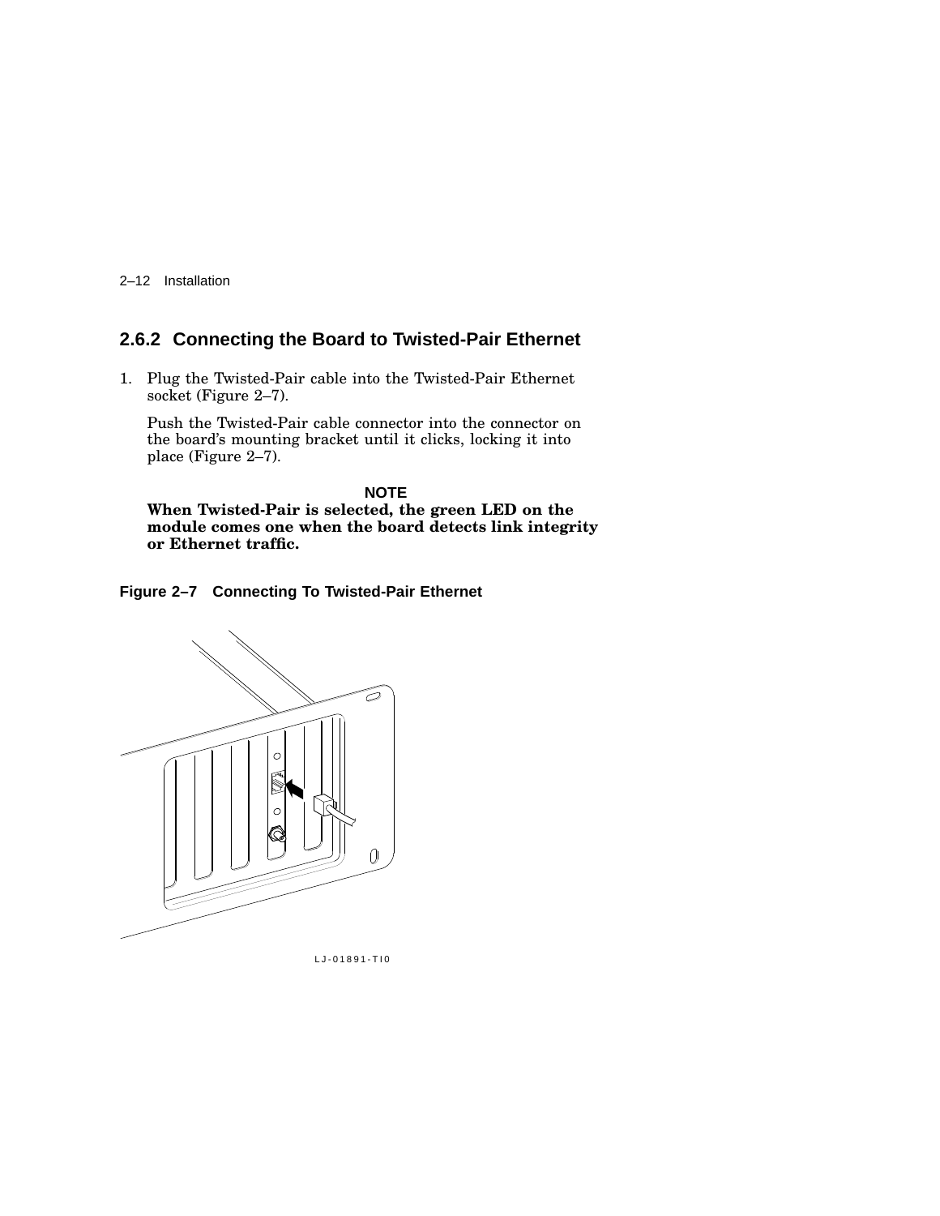### 2.6.2 Connecting the Board to Twisted-Pair Ethernet

1. Plug the Twisted-Pair cable into the Twisted-Pair Ethernet socket (Figure 2–7).

   Push the Twisted-Pair cable connector into the connector on the board's mounting bracket until it clicks, locking it into place (Figure 2–7).

   **NOTE**

   **When Twisted-Pair is selected, the green LED on the module comes one when the board detects link integrity or Ethernet traffic.**

**Figure 2–7 Connecting To Twisted-Pair Ethernet**

LJ-01891-TI0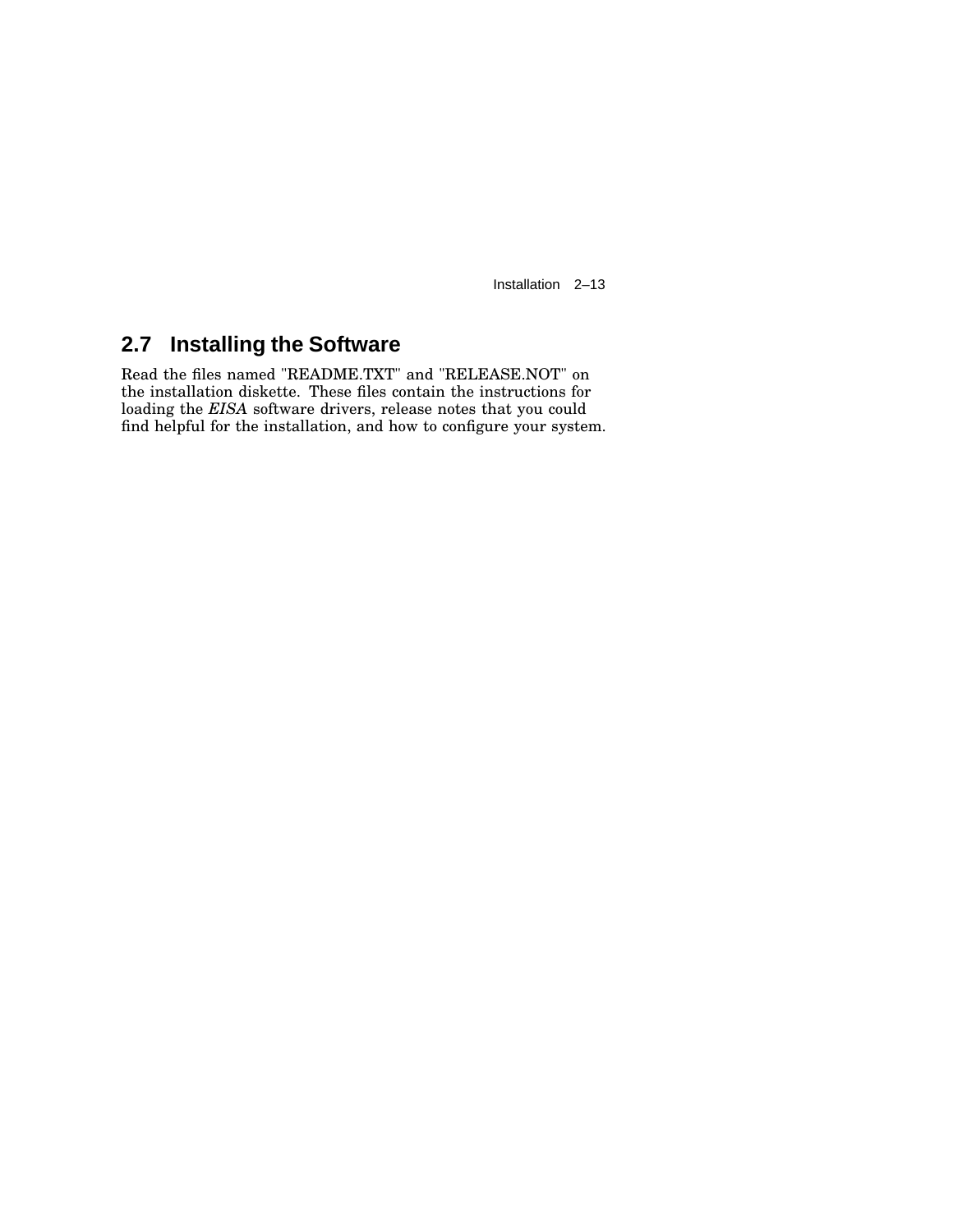## 2.7 Installing the Software

Read the files named "README.TXT" and "RELEASE.NOT" on the installation diskette. These files contain the instructions for loading the *EISA* software drivers, release notes that you could find helpful for the installation, and how to configure your system.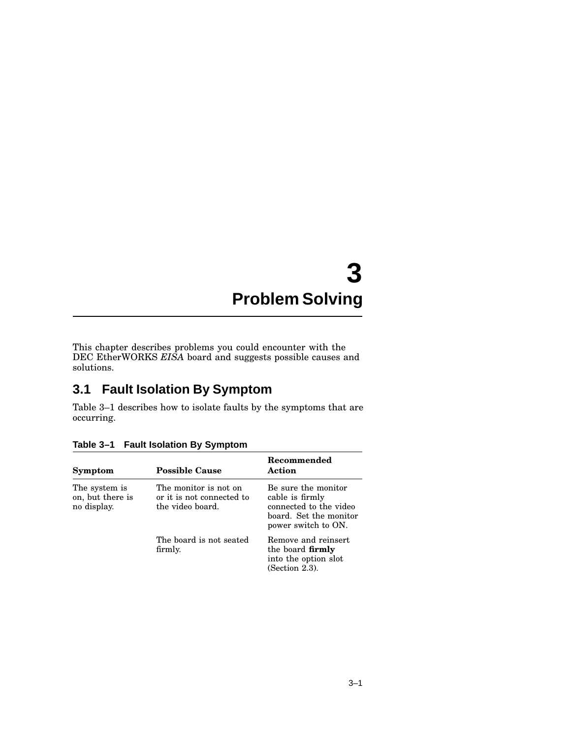# 3 Problem Solving

This chapter describes problems you could encounter with the DEC EtherWORKS *EISA* board and suggests possible causes and solutions.

## 3.1 Fault Isolation By Symptom

Table 3–1 describes how to isolate faults by the symptoms that are occurring.

**Table 3–1 Fault Isolation By Symptom**

| Symptom | Possible Cause | Recommended Action |
|---|---|---|
| The system is on, but there is no display. | The monitor is not on or it is not connected to the video board. | Be sure the monitor cable is firmly connected to the video board. Set the monitor power switch to ON. |
| | The board is not seated firmly. | Remove and reinsert the board **firmly** into the option slot (Section 2.3). |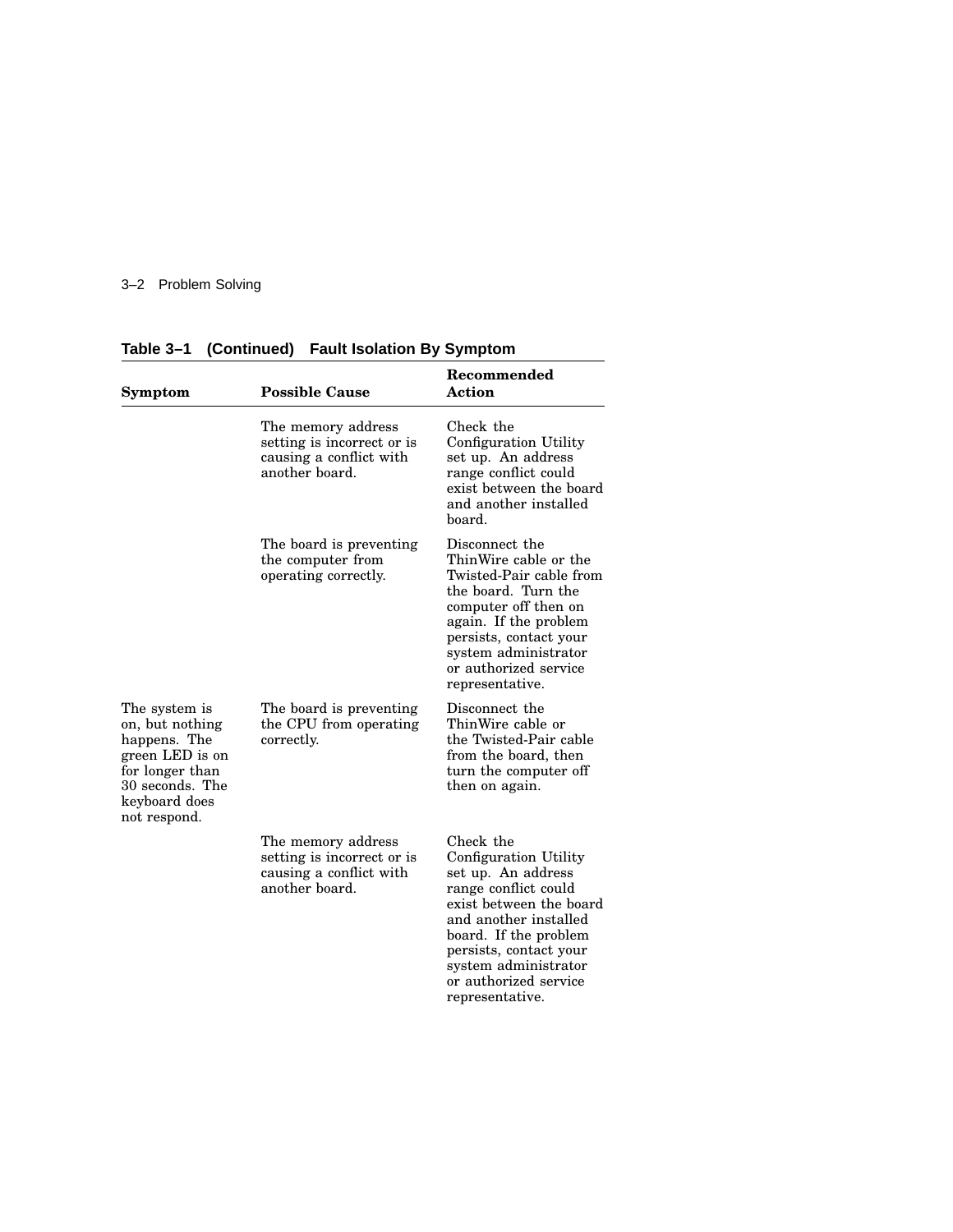**Table 3–1 (Continued) Fault Isolation By Symptom**

| Symptom | Possible Cause | Recommended Action |
|---|---|---|
| | The memory address setting is incorrect or is causing a conflict with another board. | Check the Configuration Utility set up. An address range conflict could exist between the board and another installed board. |
| | The board is preventing the computer from operating correctly. | Disconnect the ThinWire cable or the Twisted-Pair cable from the board. Turn the computer off then on again. If the problem persists, contact your system administrator or authorized service representative. |
| The system is on, but nothing happens. The green LED is on for longer than 30 seconds. The keyboard does not respond. | The board is preventing the CPU from operating correctly. | Disconnect the ThinWire cable or the Twisted-Pair cable from the board, then turn the computer off then on again. |
| | The memory address setting is incorrect or is causing a conflict with another board. | Check the Configuration Utility set up. An address range conflict could exist between the board and another installed board. If the problem persists, contact your system administrator or authorized service representative. |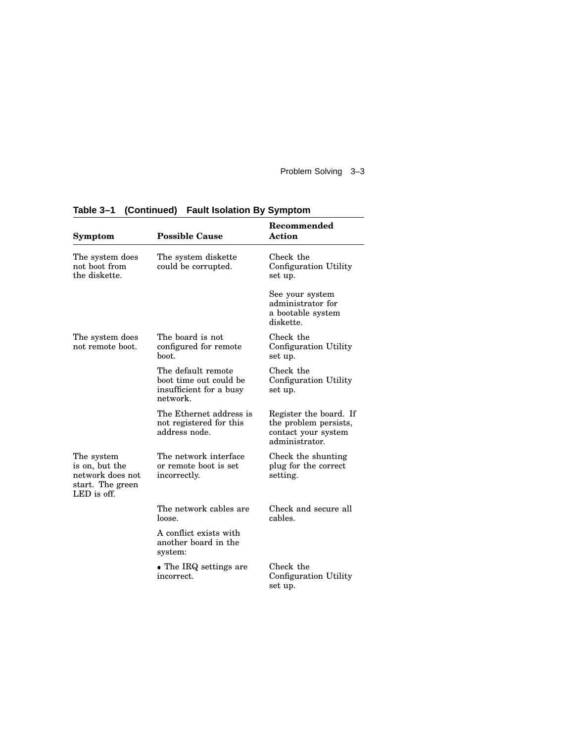**Table 3–1 (Continued) Fault Isolation By Symptom**

| Symptom | Possible Cause | Recommended Action |
|---|---|---|
| The system does not boot from the diskette. | The system diskette could be corrupted. | Check the Configuration Utility set up. |
| | | See your system administrator for a bootable system diskette. |
| The system does not remote boot. | The board is not configured for remote boot. | Check the Configuration Utility set up. |
| | The default remote boot time out could be insufficient for a busy network. | Check the Configuration Utility set up. |
| | The Ethernet address is not registered for this address node. | Register the board. If the problem persists, contact your system administrator. |
| The system is on, but the network does not start. The green LED is off. | The network interface or remote boot is set incorrectly. | Check the shunting plug for the correct setting. |
| | The network cables are loose. | Check and secure all cables. |
| | A conflict exists with another board in the system: | |
| | • The IRQ settings are incorrect. | Check the Configuration Utility set up. |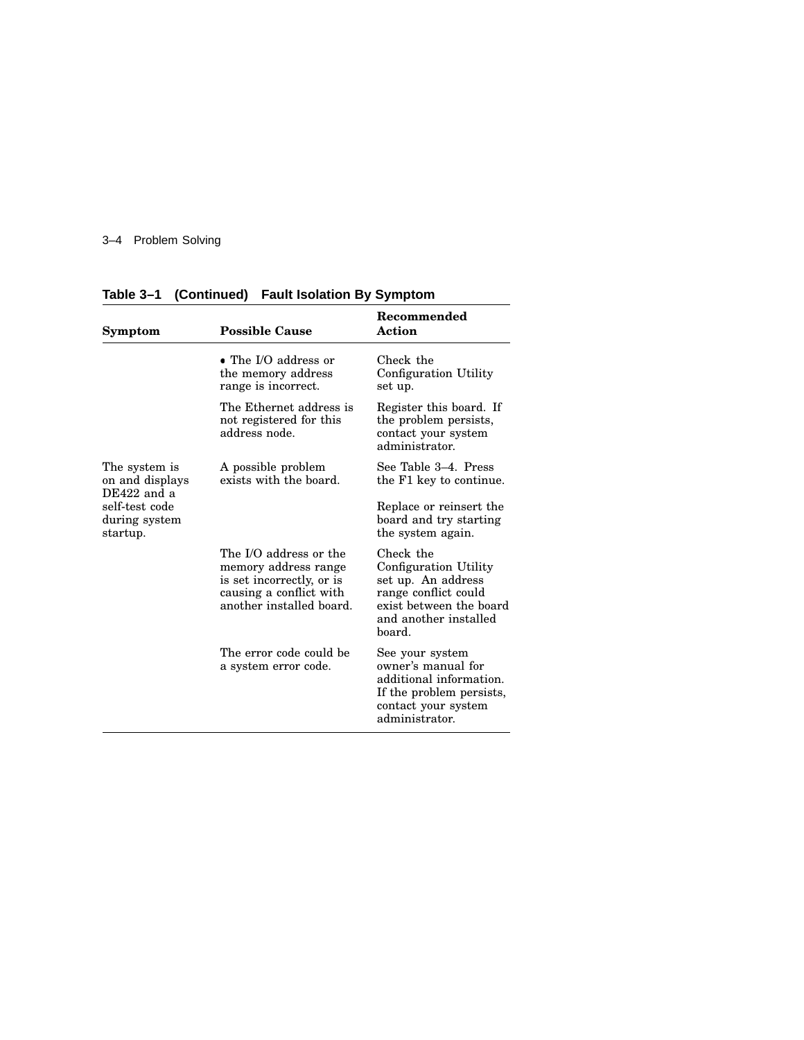**Table 3–1 (Continued) Fault Isolation By Symptom**

| Symptom | Possible Cause | Recommended Action |
|---|---|---|
| | • The I/O address or the memory address range is incorrect. | Check the Configuration Utility set up. |
| | The Ethernet address is not registered for this address node. | Register this board. If the problem persists, contact your system administrator. |
| The system is on and displays DE422 and a self-test code during system startup. | A possible problem exists with the board. | See Table 3–4. Press the F1 key to continue. Replace or reinsert the board and try starting the system again. |
| | The I/O address or the memory address range is set incorrectly, or is causing a conflict with another installed board. | Check the Configuration Utility set up. An address range conflict could exist between the board and another installed board. |
| | The error code could be a system error code. | See your system owner's manual for additional information. If the problem persists, contact your system administrator. |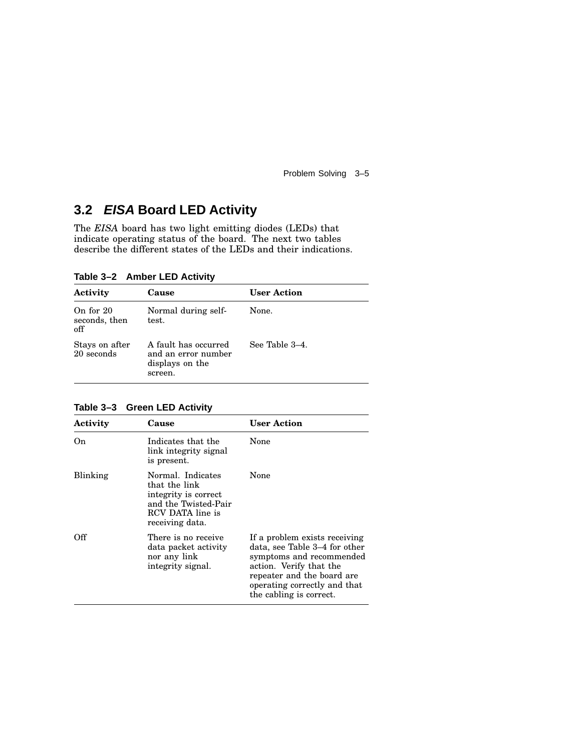## 3.2 *EISA* Board LED Activity

The *EISA* board has two light emitting diodes (LEDs) that indicate operating status of the board. The next two tables describe the different states of the LEDs and their indications.

**Table 3–2 Amber LED Activity**

| Activity | Cause | User Action |
|---|---|---|
| On for 20 seconds, then off | Normal during self-test. | None. |
| Stays on after 20 seconds | A fault has occurred and an error number displays on the screen. | See Table 3–4. |

**Table 3–3 Green LED Activity**

| Activity | Cause | User Action |
|---|---|---|
| On | Indicates that the link integrity signal is present. | None |
| Blinking | Normal. Indicates that the link integrity is correct and the Twisted-Pair RCV DATA line is receiving data. | None |
| Off | There is no receive data packet activity nor any link integrity signal. | If a problem exists receiving data, see Table 3–4 for other symptoms and recommended action. Verify that the repeater and the board are operating correctly and that the cabling is correct. |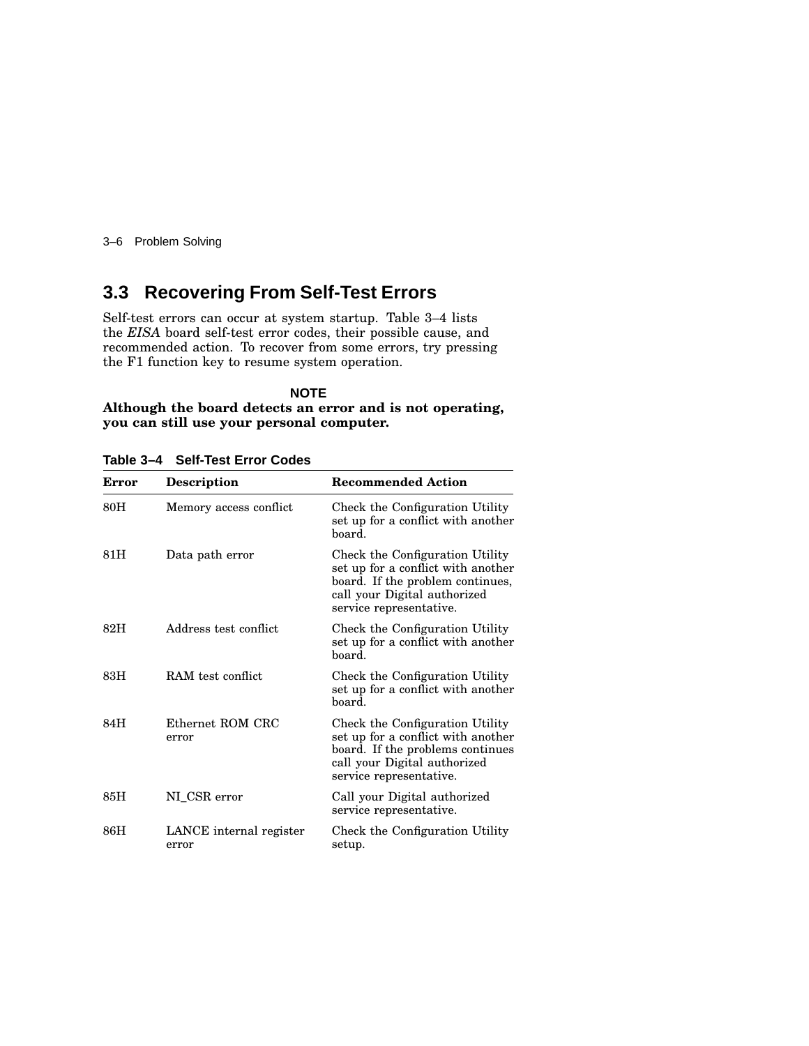## 3.3 Recovering From Self-Test Errors

Self-test errors can occur at system startup. Table 3–4 lists the *EISA* board self-test error codes, their possible cause, and recommended action. To recover from some errors, try pressing the F1 function key to resume system operation.

**NOTE**

**Although the board detects an error and is not operating, you can still use your personal computer.**

**Table 3–4 Self-Test Error Codes**

| Error | Description | Recommended Action |
|---|---|---|
| 80H | Memory access conflict | Check the Configuration Utility set up for a conflict with another board. |
| 81H | Data path error | Check the Configuration Utility set up for a conflict with another board. If the problem continues, call your Digital authorized service representative. |
| 82H | Address test conflict | Check the Configuration Utility set up for a conflict with another board. |
| 83H | RAM test conflict | Check the Configuration Utility set up for a conflict with another board. |
| 84H | Ethernet ROM CRC error | Check the Configuration Utility set up for a conflict with another board. If the problems continues call your Digital authorized service representative. |
| 85H | NI_CSR error | Call your Digital authorized service representative. |
| 86H | LANCE internal register error | Check the Configuration Utility setup. |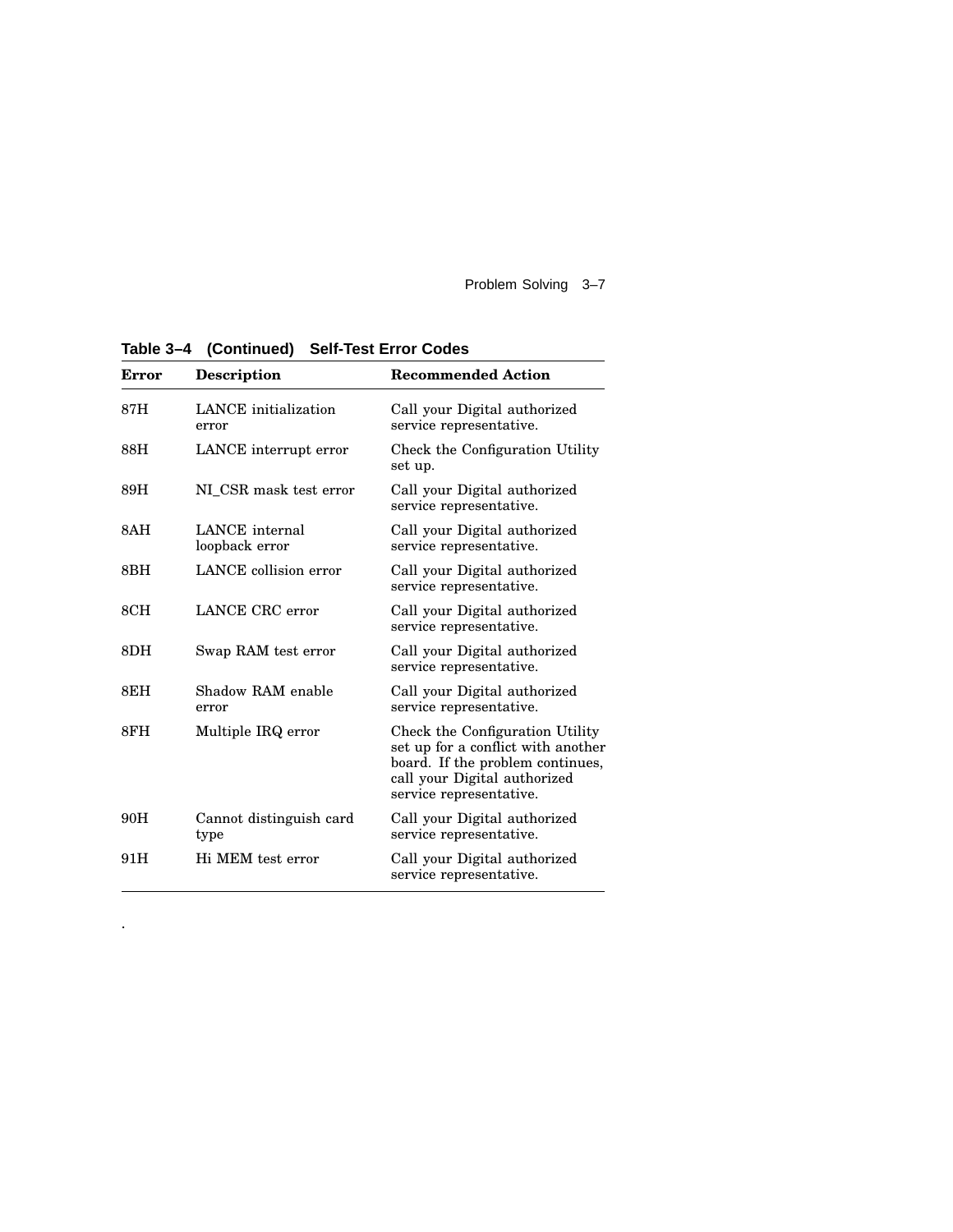**Table 3–4 (Continued) Self-Test Error Codes**

| Error | Description | Recommended Action |
|---|---|---|
| 87H | LANCE initialization error | Call your Digital authorized service representative. |
| 88H | LANCE interrupt error | Check the Configuration Utility set up. |
| 89H | NI_CSR mask test error | Call your Digital authorized service representative. |
| 8AH | LANCE internal loopback error | Call your Digital authorized service representative. |
| 8BH | LANCE collision error | Call your Digital authorized service representative. |
| 8CH | LANCE CRC error | Call your Digital authorized service representative. |
| 8DH | Swap RAM test error | Call your Digital authorized service representative. |
| 8EH | Shadow RAM enable error | Call your Digital authorized service representative. |
| 8FH | Multiple IRQ error | Check the Configuration Utility set up for a conflict with another board. If the problem continues, call your Digital authorized service representative. |
| 90H | Cannot distinguish card type | Call your Digital authorized service representative. |
| 91H | Hi MEM test error | Call your Digital authorized service representative. |

.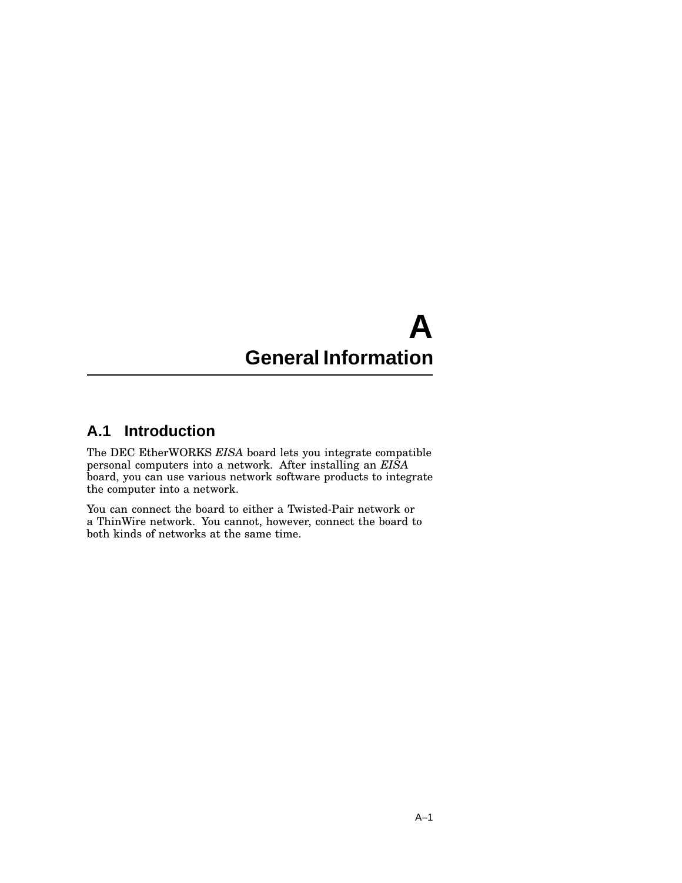# A General Information

## A.1 Introduction

The DEC EtherWORKS *EISA* board lets you integrate compatible personal computers into a network. After installing an *EISA* board, you can use various network software products to integrate the computer into a network.

You can connect the board to either a Twisted-Pair network or a ThinWire network. You cannot, however, connect the board to both kinds of networks at the same time.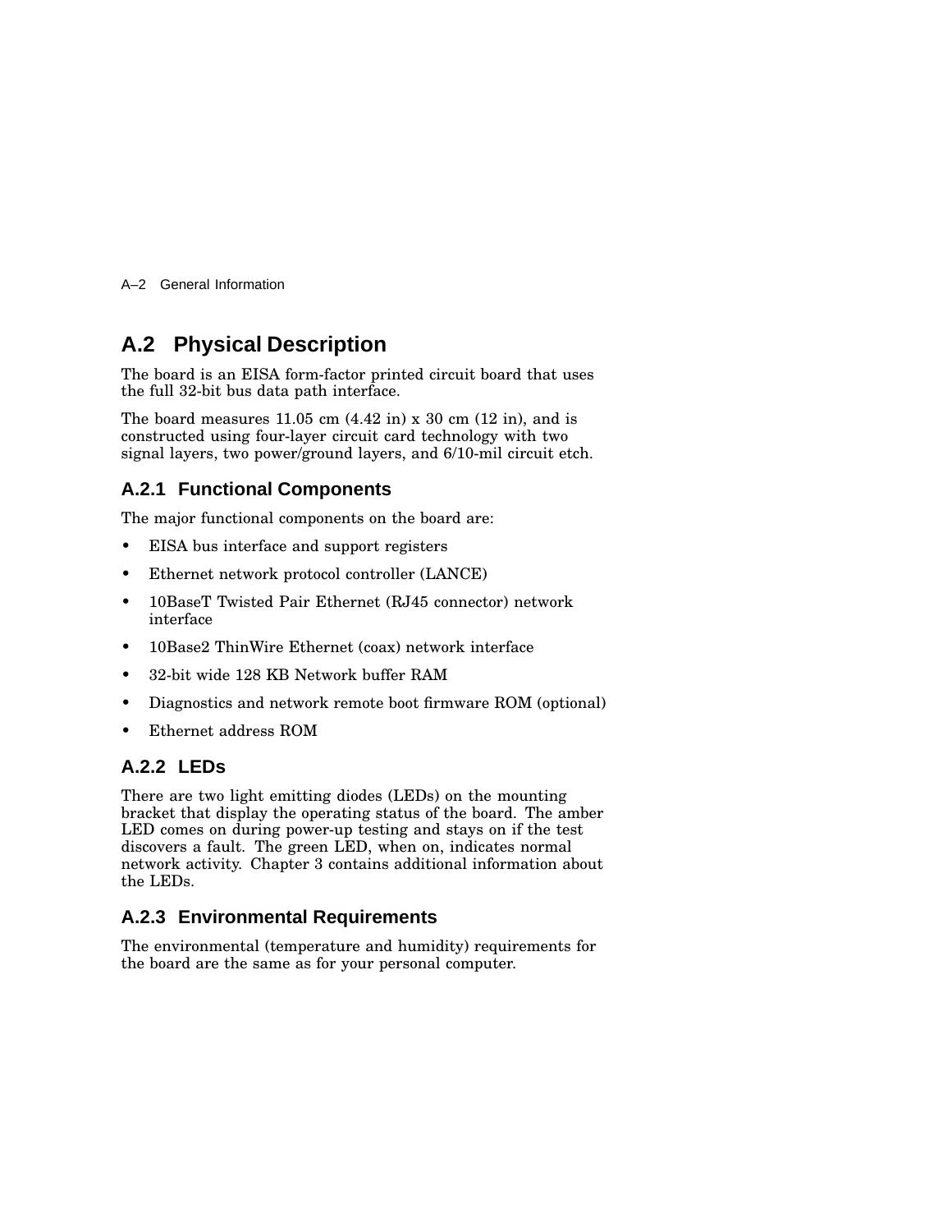## A.2 Physical Description

The board is an EISA form-factor printed circuit board that uses the full 32-bit bus data path interface.

The board measures 11.05 cm (4.42 in) x 30 cm (12 in), and is constructed using four-layer circuit card technology with two signal layers, two power/ground layers, and 6/10-mil circuit etch.

### A.2.1 Functional Components

The major functional components on the board are:

- EISA bus interface and support registers
- Ethernet network protocol controller (LANCE)
- 10BaseT Twisted Pair Ethernet (RJ45 connector) network interface
- 10Base2 ThinWire Ethernet (coax) network interface
- 32-bit wide 128 KB Network buffer RAM
- Diagnostics and network remote boot firmware ROM (optional)
- Ethernet address ROM

### A.2.2 LEDs

There are two light emitting diodes (LEDs) on the mounting bracket that display the operating status of the board. The amber LED comes on during power-up testing and stays on if the test discovers a fault. The green LED, when on, indicates normal network activity. Chapter 3 contains additional information about the LEDs.

### A.2.3 Environmental Requirements

The environmental (temperature and humidity) requirements for the board are the same as for your personal computer.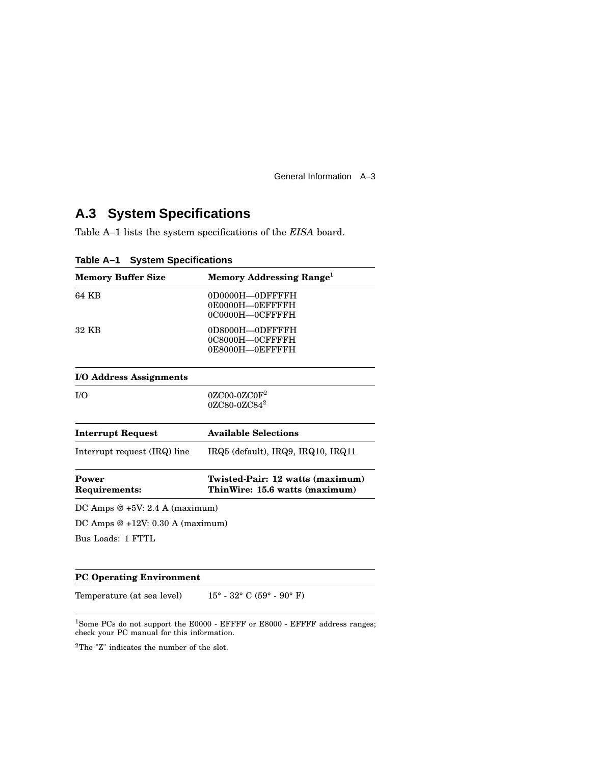## A.3 System Specifications

Table A–1 lists the system specifications of the *EISA* board.

**Table A–1 System Specifications**

| **Memory Buffer Size** | **Memory Addressing Range**[1] |
|---|---|
| 64 KB | 0D0000H—0DFFFFH<br>0E0000H—0EFFFFH<br>0C0000H—0CFFFFH |
| 32 KB | 0D8000H—0DFFFFH<br>0C8000H—0CFFFFH<br>0E8000H—0EFFFFH |
| **I/O Address Assignments** | |
| I/O | 0ZC00-0ZC0F[2]<br>0ZC80-0ZC84[2] |
| **Interrupt Request** | **Available Selections** |
| Interrupt request (IRQ) line | IRQ5 (default), IRQ9, IRQ10, IRQ11 |
| **Power Requirements:** | **Twisted-Pair: 12 watts (maximum)<br>ThinWire: 15.6 watts (maximum)** |
| DC Amps @ +5V: 2.4 A (maximum) | |
| DC Amps @ +12V: 0.30 A (maximum) | |
| Bus Loads: 1 FTTL | |
| **PC Operating Environment** | |
| Temperature (at sea level) | 15° - 32° C (59° - 90° F) |

[1]Some PCs do not support the E0000 - EFFFF or E8000 - EFFFF address ranges; check your PC manual for this information.

[2]The "Z" indicates the number of the slot.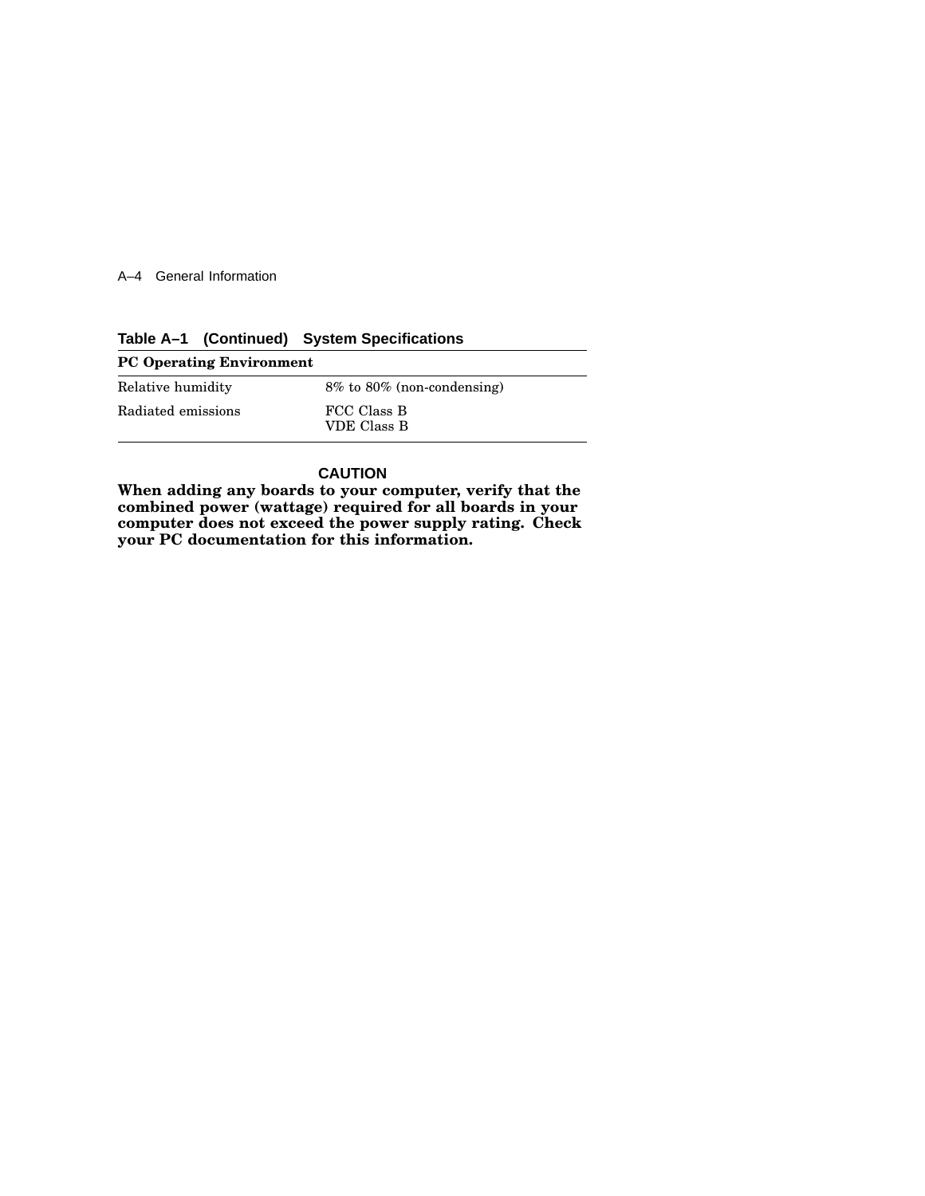**Table A–1 (Continued) System Specifications**

| PC Operating Environment | |
|---|---|
| Relative humidity | 8% to 80% (non-condensing) |
| Radiated emissions | FCC Class B<br>VDE Class B |

**CAUTION**

**When adding any boards to your computer, verify that the combined power (wattage) required for all boards in your computer does not exceed the power supply rating. Check your PC documentation for this information.**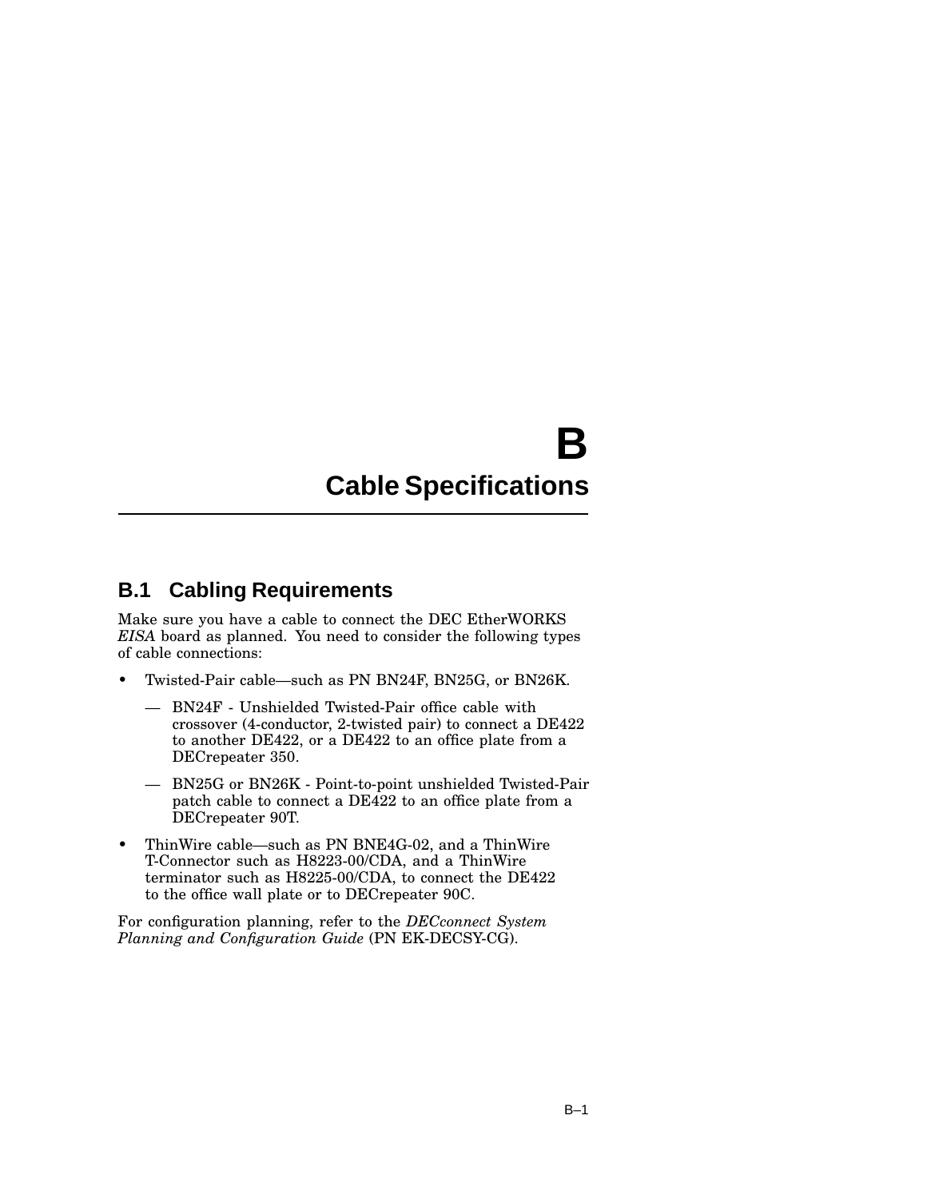# B
# Cable Specifications

## B.1 Cabling Requirements

Make sure you have a cable to connect the DEC EtherWORKS *EISA* board as planned. You need to consider the following types of cable connections:

- Twisted-Pair cable—such as PN BN24F, BN25G, or BN26K.
  - — BN24F - Unshielded Twisted-Pair office cable with crossover (4-conductor, 2-twisted pair) to connect a DE422 to another DE422, or a DE422 to an office plate from a DECrepeater 350.
  - — BN25G or BN26K - Point-to-point unshielded Twisted-Pair patch cable to connect a DE422 to an office plate from a DECrepeater 90T.
- ThinWire cable—such as PN BNE4G-02, and a ThinWire T-Connector such as H8223-00/CDA, and a ThinWire terminator such as H8225-00/CDA, to connect the DE422 to the office wall plate or to DECrepeater 90C.

For configuration planning, refer to the *DECconnect System Planning and Configuration Guide* (PN EK-DECSY-CG).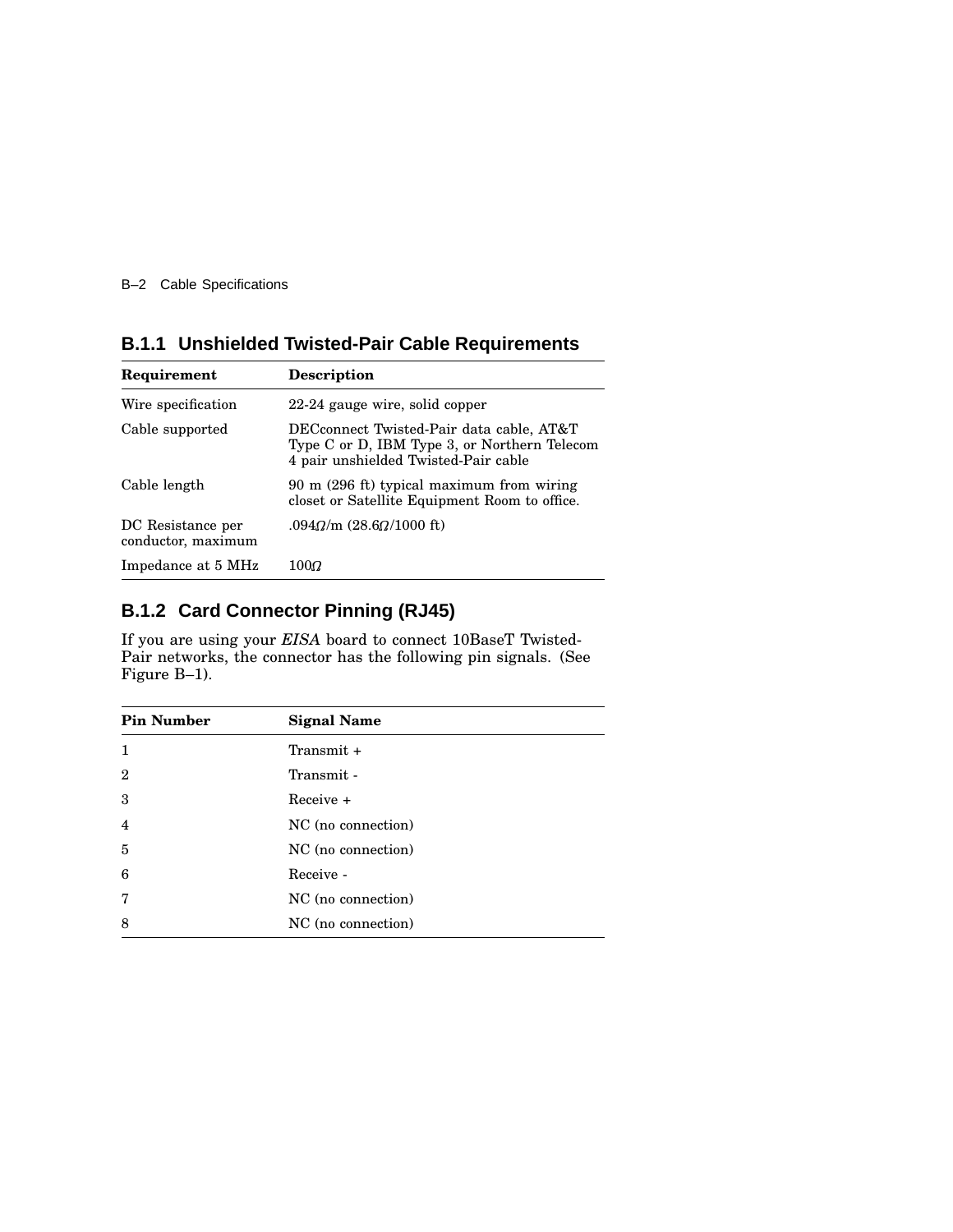### B.1.1 Unshielded Twisted-Pair Cable Requirements

| Requirement | Description |
|---|---|
| Wire specification | 22-24 gauge wire, solid copper |
| Cable supported | DECconnect Twisted-Pair data cable, AT&T Type C or D, IBM Type 3, or Northern Telecom 4 pair unshielded Twisted-Pair cable |
| Cable length | 90 m (296 ft) typical maximum from wiring closet or Satellite Equipment Room to office. |
| DC Resistance per conductor, maximum | .094Ω/m (28.6Ω/1000 ft) |
| Impedance at 5 MHz | 100Ω |

### B.1.2 Card Connector Pinning (RJ45)

If you are using your *EISA* board to connect 10BaseT Twisted-Pair networks, the connector has the following pin signals. (See Figure B–1).

| Pin Number | Signal Name |
|---|---|
| 1 | Transmit + |
| 2 | Transmit - |
| 3 | Receive + |
| 4 | NC (no connection) |
| 5 | NC (no connection) |
| 6 | Receive - |
| 7 | NC (no connection) |
| 8 | NC (no connection) |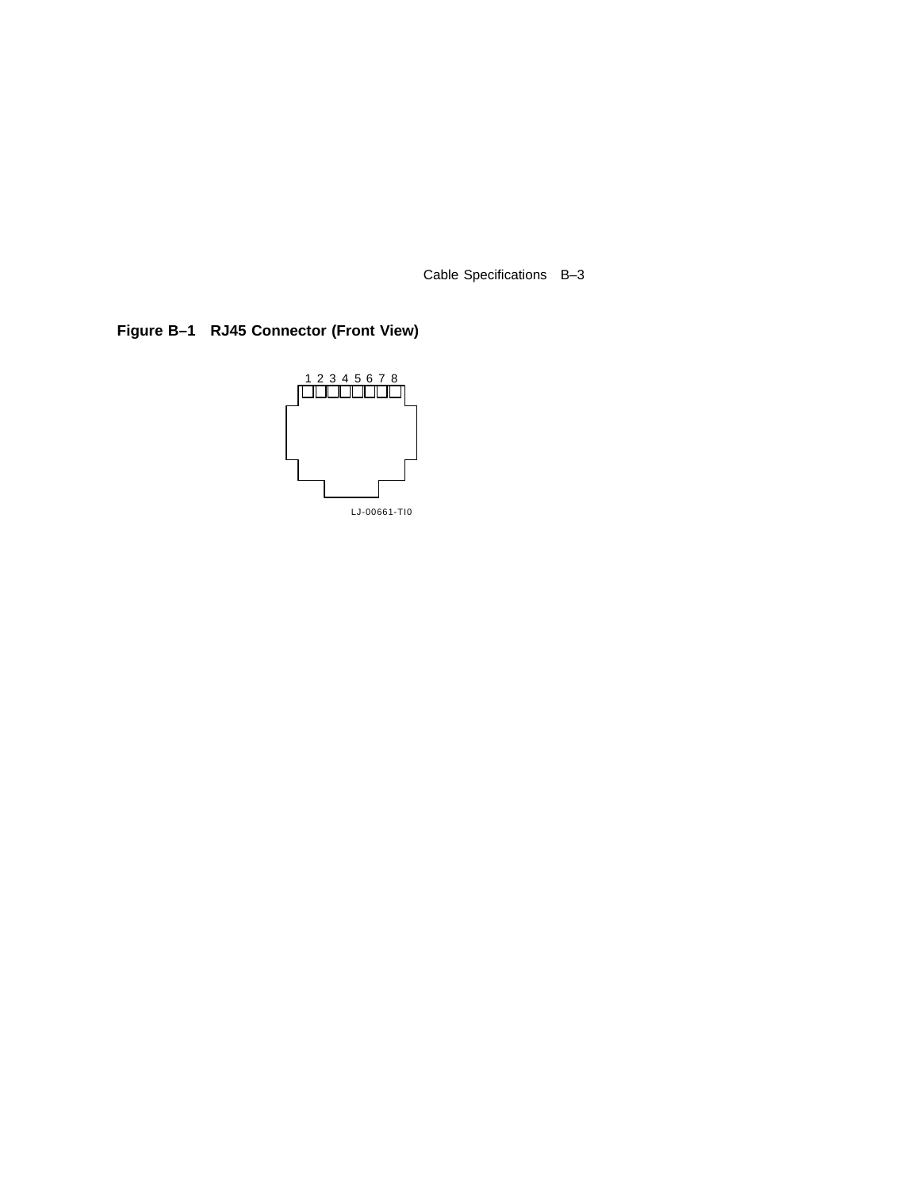**Figure B–1 RJ45 Connector (Front View)**

1 2 3 4 5 6 7 8

LJ-00661-TI0